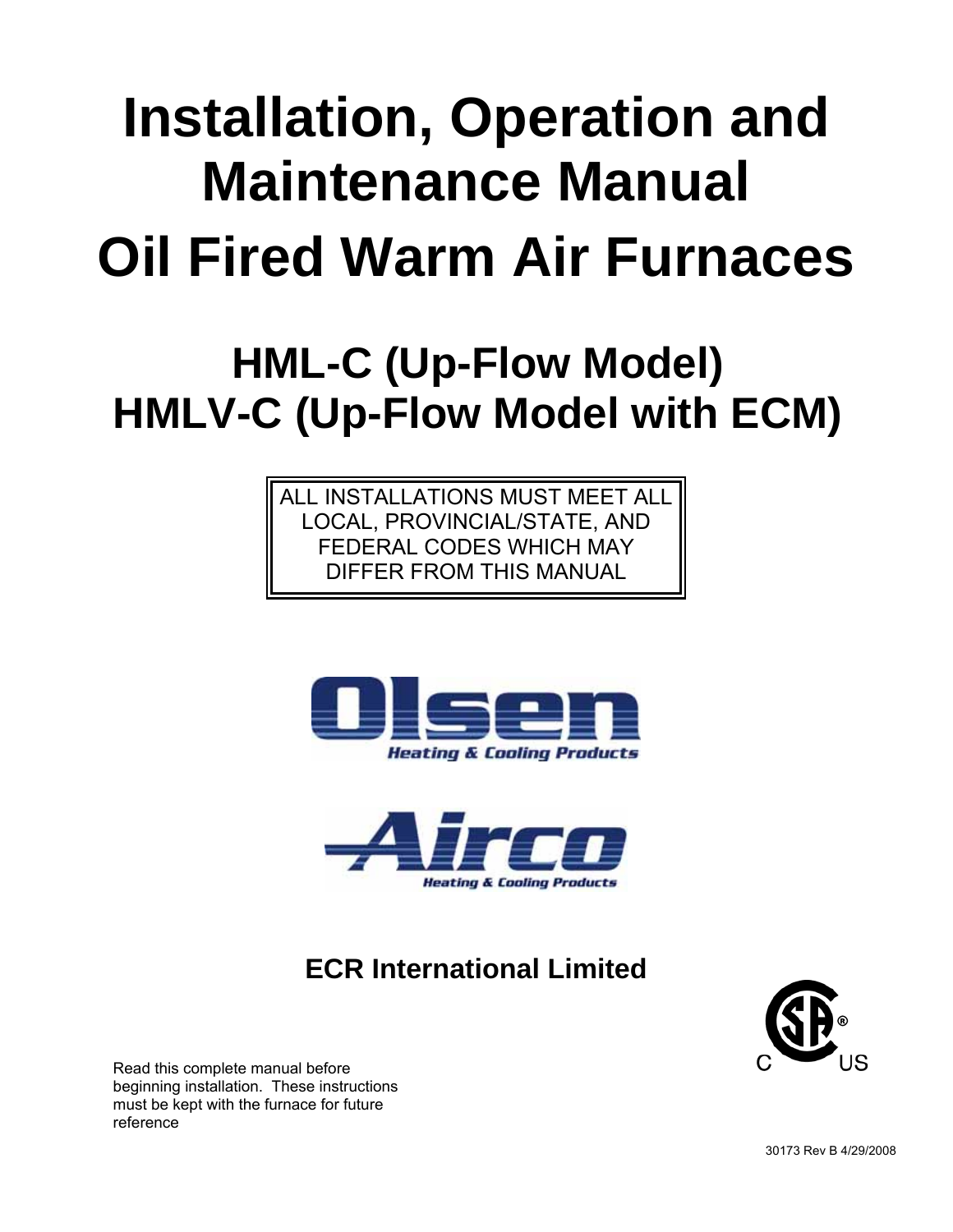# Installation, Operation and Maintenance Manual

# Oil Fired Warm Air Furnaces

## HML-C (Up-Flow Model)
## HMLV-C (Up-Flow Model with ECM)

ALL INSTALLATIONS MUST MEET ALL LOCAL, PROVINCIAL/STATE, AND FEDERAL CODES WHICH MAY DIFFER FROM THIS MANUAL

Olsen
Heating & Cooling Products

Airco
Heating & Cooling Products

**ECR International Limited**

Read this complete manual before beginning installation. These instructions must be kept with the furnace for future reference

30173 Rev B 4/29/2008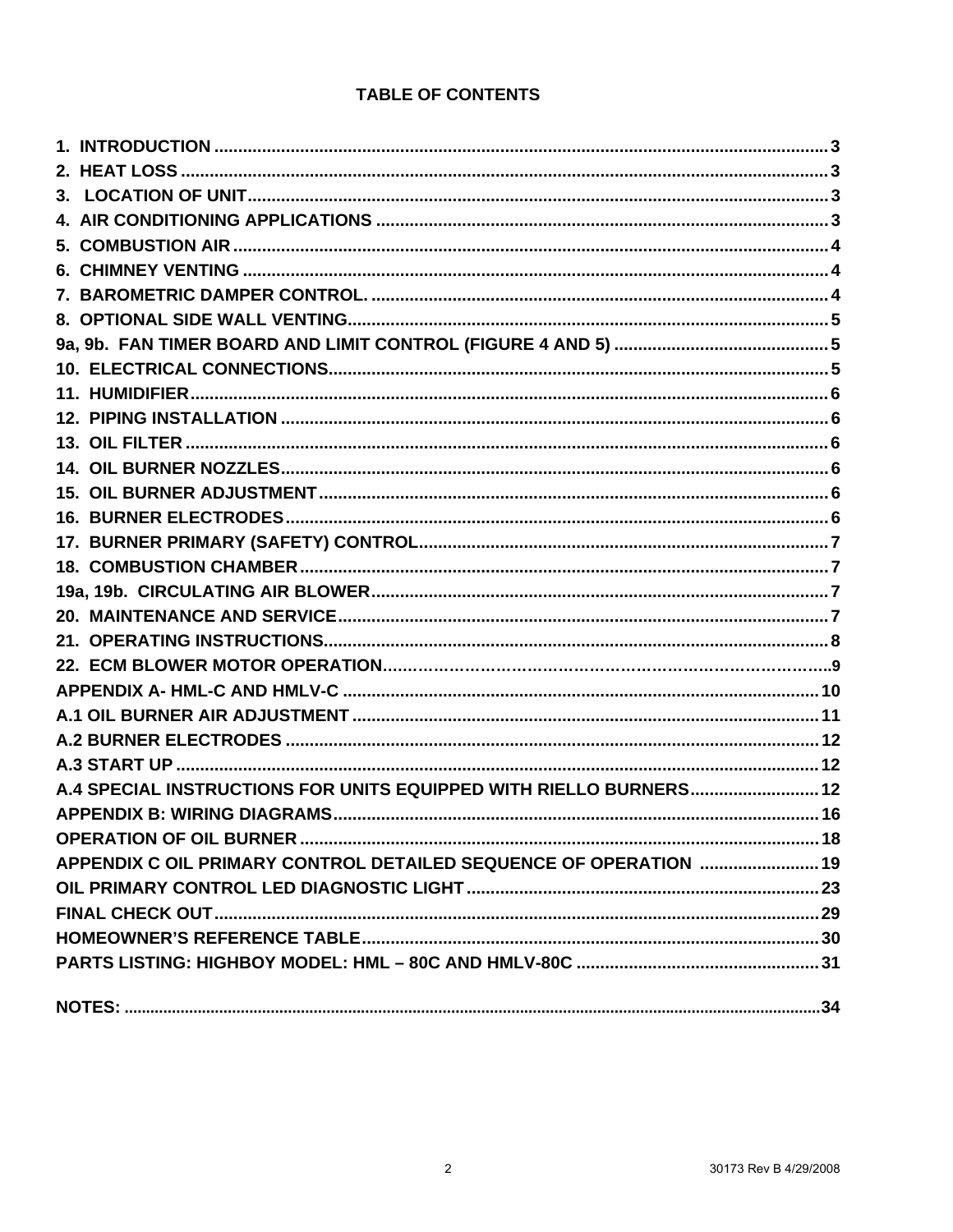# TABLE OF CONTENTS

| | |
|---|---|
| 1. INTRODUCTION | 3 |
| 2. HEAT LOSS | 3 |
| 3. LOCATION OF UNIT | 3 |
| 4. AIR CONDITIONING APPLICATIONS | 3 |
| 5. COMBUSTION AIR | 4 |
| 6. CHIMNEY VENTING | 4 |
| 7. BAROMETRIC DAMPER CONTROL. | 4 |
| 8. OPTIONAL SIDE WALL VENTING | 5 |
| 9a, 9b. FAN TIMER BOARD AND LIMIT CONTROL (FIGURE 4 AND 5) | 5 |
| 10. ELECTRICAL CONNECTIONS | 5 |
| 11. HUMIDIFIER | 6 |
| 12. PIPING INSTALLATION | 6 |
| 13. OIL FILTER | 6 |
| 14. OIL BURNER NOZZLES | 6 |
| 15. OIL BURNER ADJUSTMENT | 6 |
| 16. BURNER ELECTRODES | 6 |
| 17. BURNER PRIMARY (SAFETY) CONTROL | 7 |
| 18. COMBUSTION CHAMBER | 7 |
| 19a, 19b. CIRCULATING AIR BLOWER | 7 |
| 20. MAINTENANCE AND SERVICE | 7 |
| 21. OPERATING INSTRUCTIONS | 8 |
| 22. ECM BLOWER MOTOR OPERATION | 9 |
| APPENDIX A- HML-C AND HMLV-C | 10 |
| A.1 OIL BURNER AIR ADJUSTMENT | 11 |
| A.2 BURNER ELECTRODES | 12 |
| A.3 START UP | 12 |
| A.4 SPECIAL INSTRUCTIONS FOR UNITS EQUIPPED WITH RIELLO BURNERS | 12 |
| APPENDIX B: WIRING DIAGRAMS | 16 |
| OPERATION OF OIL BURNER | 18 |
| APPENDIX C OIL PRIMARY CONTROL DETAILED SEQUENCE OF OPERATION | 19 |
| OIL PRIMARY CONTROL LED DIAGNOSTIC LIGHT | 23 |
| FINAL CHECK OUT | 29 |
| HOMEOWNER'S REFERENCE TABLE | 30 |
| PARTS LISTING: HIGHBOY MODEL: HML – 80C AND HMLV-80C | 31 |
| NOTES: | 34 |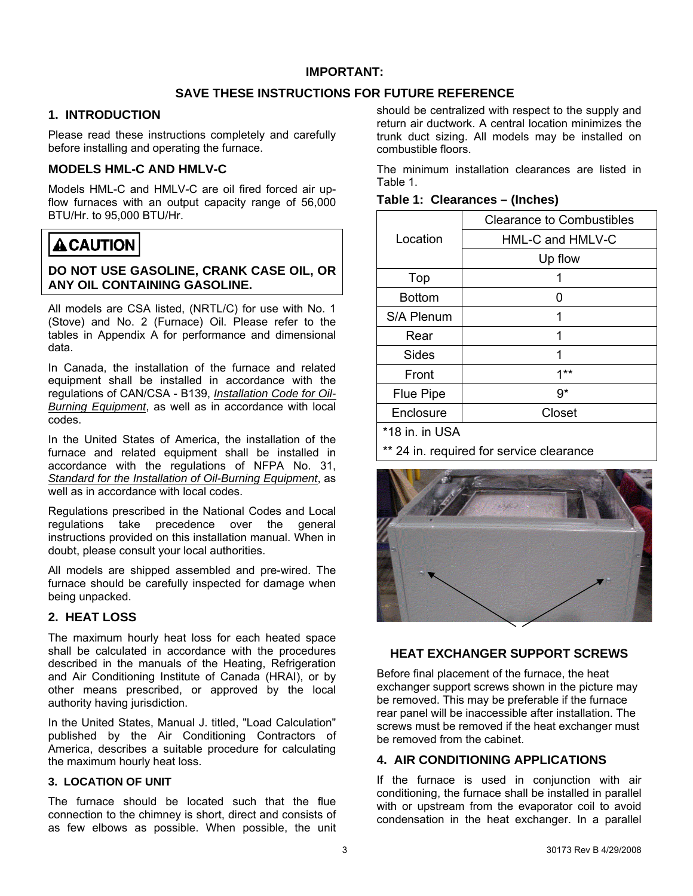**IMPORTANT:**

**SAVE THESE INSTRUCTIONS FOR FUTURE REFERENCE**

## 1. INTRODUCTION

Please read these instructions completely and carefully before installing and operating the furnace.

### MODELS HML-C AND HMLV-C

Models HML-C and HMLV-C are oil fired forced air up-flow furnaces with an output capacity range of 56,000 BTU/Hr. to 95,000 BTU/Hr.

> **⚠ CAUTION**
>
> **DO NOT USE GASOLINE, CRANK CASE OIL, OR ANY OIL CONTAINING GASOLINE.**

All models are CSA listed, (NRTL/C) for use with No. 1 (Stove) and No. 2 (Furnace) Oil. Please refer to the tables in Appendix A for performance and dimensional data.

In Canada, the installation of the furnace and related equipment shall be installed in accordance with the regulations of CAN/CSA - B139, *Installation Code for Oil-Burning Equipment*, as well as in accordance with local codes.

In the United States of America, the installation of the furnace and related equipment shall be installed in accordance with the regulations of NFPA No. 31, *Standard for the Installation of Oil-Burning Equipment*, as well as in accordance with local codes.

Regulations prescribed in the National Codes and Local regulations take precedence over the general instructions provided on this installation manual. When in doubt, please consult your local authorities.

All models are shipped assembled and pre-wired. The furnace should be carefully inspected for damage when being unpacked.

## 2. HEAT LOSS

The maximum hourly heat loss for each heated space shall be calculated in accordance with the procedures described in the manuals of the Heating, Refrigeration and Air Conditioning Institute of Canada (HRAI), or by other means prescribed, or approved by the local authority having jurisdiction.

In the United States, Manual J. titled, "Load Calculation" published by the Air Conditioning Contractors of America, describes a suitable procedure for calculating the maximum hourly heat loss.

## 3. LOCATION OF UNIT

The furnace should be located such that the flue connection to the chimney is short, direct and consists of as few elbows as possible. When possible, the unit should be centralized with respect to the supply and return air ductwork. A central location minimizes the trunk duct sizing. All models may be installed on combustible floors.

The minimum installation clearances are listed in Table 1.

**Table 1: Clearances – (Inches)**

| Location | Clearance to Combustibles |
|---|---|
| | HML-C and HMLV-C |
| | Up flow |
| Top | 1 |
| Bottom | 0 |
| S/A Plenum | 1 |
| Rear | 1 |
| Sides | 1 |
| Front | 1** |
| Flue Pipe | 9* |
| Enclosure | Closet |

*18 in. in USA

** 24 in. required for service clearance

### HEAT EXCHANGER SUPPORT SCREWS

Before final placement of the furnace, the heat exchanger support screws shown in the picture may be removed. This may be preferable if the furnace rear panel will be inaccessible after installation. The screws must be removed if the heat exchanger must be removed from the cabinet.

## 4. AIR CONDITIONING APPLICATIONS

If the furnace is used in conjunction with air conditioning, the furnace shall be installed in parallel with or upstream from the evaporator coil to avoid condensation in the heat exchanger. In a parallel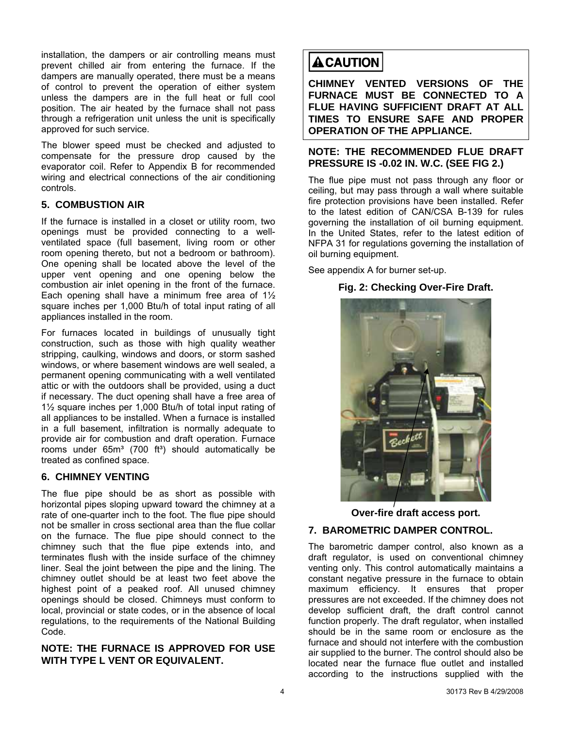installation, the dampers or air controlling means must prevent chilled air from entering the furnace. If the dampers are manually operated, there must be a means of control to prevent the operation of either system unless the dampers are in the full heat or full cool position. The air heated by the furnace shall not pass through a refrigeration unit unless the unit is specifically approved for such service.

The blower speed must be checked and adjusted to compensate for the pressure drop caused by the evaporator coil. Refer to Appendix B for recommended wiring and electrical connections of the air conditioning controls.

## 5. COMBUSTION AIR

If the furnace is installed in a closet or utility room, two openings must be provided connecting to a well-ventilated space (full basement, living room or other room opening thereto, but not a bedroom or bathroom). One opening shall be located above the level of the upper vent opening and one opening below the combustion air inlet opening in the front of the furnace. Each opening shall have a minimum free area of 1½ square inches per 1,000 Btu/h of total input rating of all appliances installed in the room.

For furnaces located in buildings of unusually tight construction, such as those with high quality weather stripping, caulking, windows and doors, or storm sashed windows, or where basement windows are well sealed, a permanent opening communicating with a well ventilated attic or with the outdoors shall be provided, using a duct if necessary. The duct opening shall have a free area of 1½ square inches per 1,000 Btu/h of total input rating of all appliances to be installed. When a furnace is installed in a full basement, infiltration is normally adequate to provide air for combustion and draft operation. Furnace rooms under 65m³ (700 ft³) should automatically be treated as confined space.

## 6. CHIMNEY VENTING

The flue pipe should be as short as possible with horizontal pipes sloping upward toward the chimney at a rate of one-quarter inch to the foot. The flue pipe should not be smaller in cross sectional area than the flue collar on the furnace. The flue pipe should connect to the chimney such that the flue pipe extends into, and terminates flush with the inside surface of the chimney liner. Seal the joint between the pipe and the lining. The chimney outlet should be at least two feet above the highest point of a peaked roof. All unused chimney openings should be closed. Chimneys must conform to local, provincial or state codes, or in the absence of local regulations, to the requirements of the National Building Code.

**NOTE: THE FURNACE IS APPROVED FOR USE WITH TYPE L VENT OR EQUIVALENT.**

**⚠CAUTION**

**CHIMNEY VENTED VERSIONS OF THE FURNACE MUST BE CONNECTED TO A FLUE HAVING SUFFICIENT DRAFT AT ALL TIMES TO ENSURE SAFE AND PROPER OPERATION OF THE APPLIANCE.**

**NOTE: THE RECOMMENDED FLUE DRAFT PRESSURE IS -0.02 IN. W.C. (SEE FIG 2.)**

The flue pipe must not pass through any floor or ceiling, but may pass through a wall where suitable fire protection provisions have been installed. Refer to the latest edition of CAN/CSA B-139 for rules governing the installation of oil burning equipment. In the United States, refer to the latest edition of NFPA 31 for regulations governing the installation of oil burning equipment.

See appendix A for burner set-up.

**Fig. 2: Checking Over-Fire Draft.**

**Over-fire draft access port.**

## 7. BAROMETRIC DAMPER CONTROL.

The barometric damper control, also known as a draft regulator, is used on conventional chimney venting only. This control automatically maintains a constant negative pressure in the furnace to obtain maximum efficiency. It ensures that proper pressures are not exceeded. If the chimney does not develop sufficient draft, the draft control cannot function properly. The draft regulator, when installed should be in the same room or enclosure as the furnace and should not interfere with the combustion air supplied to the burner. The control should also be located near the furnace flue outlet and installed according to the instructions supplied with the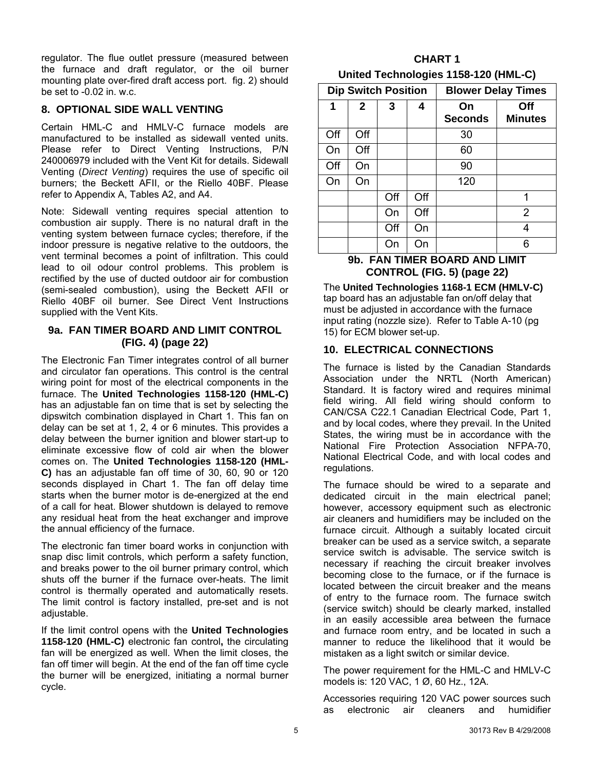regulator. The flue outlet pressure (measured between the furnace and draft regulator, or the oil burner mounting plate over-fired draft access port. fig. 2) should be set to -0.02 in. w.c.

## 8. OPTIONAL SIDE WALL VENTING

Certain HML-C and HMLV-C furnace models are manufactured to be installed as sidewall vented units. Please refer to Direct Venting Instructions, P/N 240006979 included with the Vent Kit for details. Sidewall Venting (*Direct Venting*) requires the use of specific oil burners; the Beckett AFII, or the Riello 40BF. Please refer to Appendix A, Tables A2, and A4.

Note: Sidewall venting requires special attention to combustion air supply. There is no natural draft in the venting system between furnace cycles; therefore, if the indoor pressure is negative relative to the outdoors, the vent terminal becomes a point of infiltration. This could lead to oil odour control problems. This problem is rectified by the use of ducted outdoor air for combustion (semi-sealed combustion), using the Beckett AFII or Riello 40BF oil burner. See Direct Vent Instructions supplied with the Vent Kits.

## 9a. FAN TIMER BOARD AND LIMIT CONTROL (FIG. 4) (page 22)

The Electronic Fan Timer integrates control of all burner and circulator fan operations. This control is the central wiring point for most of the electrical components in the furnace. The **United Technologies 1158-120 (HML-C)** has an adjustable fan on time that is set by selecting the dipswitch combination displayed in Chart 1. This fan on delay can be set at 1, 2, 4 or 6 minutes. This provides a delay between the burner ignition and blower start-up to eliminate excessive flow of cold air when the blower comes on. The **United Technologies 1158-120 (HML-C)** has an adjustable fan off time of 30, 60, 90 or 120 seconds displayed in Chart 1. The fan off delay time starts when the burner motor is de-energized at the end of a call for heat. Blower shutdown is delayed to remove any residual heat from the heat exchanger and improve the annual efficiency of the furnace.

The electronic fan timer board works in conjunction with snap disc limit controls, which perform a safety function, and breaks power to the oil burner primary control, which shuts off the burner if the furnace over-heats. The limit control is thermally operated and automatically resets. The limit control is factory installed, pre-set and is not adjustable.

If the limit control opens with the **United Technologies 1158-120 (HML-C)** electronic fan control**,** the circulating fan will be energized as well. When the limit closes, the fan off timer will begin. At the end of the fan off time cycle the burner will be energized, initiating a normal burner cycle.

**CHART 1**

**United Technologies 1158-120 (HML-C)**

| Dip Switch Position | | | | Blower Delay Times | |
|---|---|---|---|---|---|
| **1** | **2** | **3** | **4** | **On Seconds** | **Off Minutes** |
| Off | Off | | | 30 | |
| On | Off | | | 60 | |
| Off | On | | | 90 | |
| On | On | | | 120 | |
| | | Off | Off | | 1 |
| | | On | Off | | 2 |
| | | Off | On | | 4 |
| | | On | On | | 6 |

## 9b. FAN TIMER BOARD AND LIMIT CONTROL (FIG. 5) (page 22)

The **United Technologies 1168-1 ECM (HMLV-C)** tap board has an adjustable fan on/off delay that must be adjusted in accordance with the furnace input rating (nozzle size). Refer to Table A-10 (pg 15) for ECM blower set-up.

## 10. ELECTRICAL CONNECTIONS

The furnace is listed by the Canadian Standards Association under the NRTL (North American) Standard. It is factory wired and requires minimal field wiring. All field wiring should conform to CAN/CSA C22.1 Canadian Electrical Code, Part 1, and by local codes, where they prevail. In the United States, the wiring must be in accordance with the National Fire Protection Association NFPA-70, National Electrical Code, and with local codes and regulations.

The furnace should be wired to a separate and dedicated circuit in the main electrical panel; however, accessory equipment such as electronic air cleaners and humidifiers may be included on the furnace circuit. Although a suitably located circuit breaker can be used as a service switch, a separate service switch is advisable. The service switch is necessary if reaching the circuit breaker involves becoming close to the furnace, or if the furnace is located between the circuit breaker and the means of entry to the furnace room. The furnace switch (service switch) should be clearly marked, installed in an easily accessible area between the furnace and furnace room entry, and be located in such a manner to reduce the likelihood that it would be mistaken as a light switch or similar device.

The power requirement for the HML-C and HMLV-C models is: 120 VAC, 1 Ø, 60 Hz., 12A.

Accessories requiring 120 VAC power sources such as electronic air cleaners and humidifier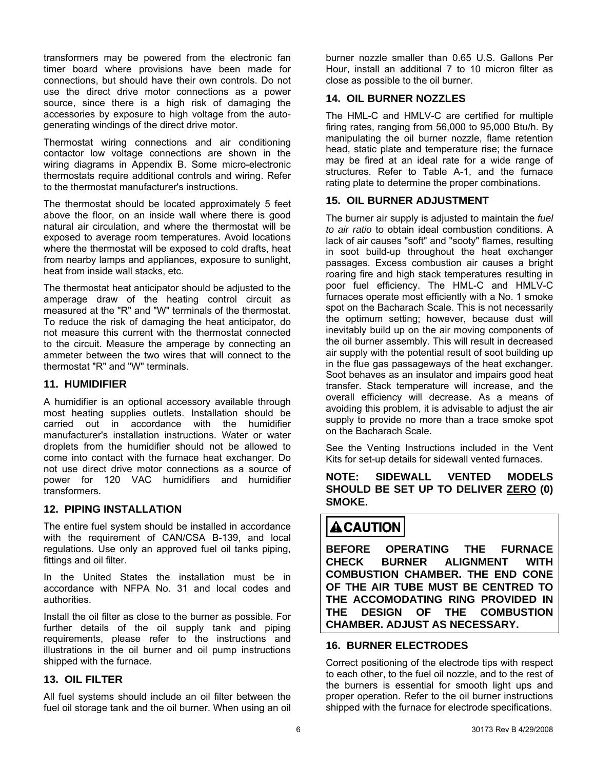transformers may be powered from the electronic fan timer board where provisions have been made for connections, but should have their own controls. Do not use the direct drive motor connections as a power source, since there is a high risk of damaging the accessories by exposure to high voltage from the auto-generating windings of the direct drive motor.

Thermostat wiring connections and air conditioning contactor low voltage connections are shown in the wiring diagrams in Appendix B. Some micro-electronic thermostats require additional controls and wiring. Refer to the thermostat manufacturer's instructions.

The thermostat should be located approximately 5 feet above the floor, on an inside wall where there is good natural air circulation, and where the thermostat will be exposed to average room temperatures. Avoid locations where the thermostat will be exposed to cold drafts, heat from nearby lamps and appliances, exposure to sunlight, heat from inside wall stacks, etc.

The thermostat heat anticipator should be adjusted to the amperage draw of the heating control circuit as measured at the "R" and "W" terminals of the thermostat. To reduce the risk of damaging the heat anticipator, do not measure this current with the thermostat connected to the circuit. Measure the amperage by connecting an ammeter between the two wires that will connect to the thermostat "R" and "W" terminals.

## 11. HUMIDIFIER

A humidifier is an optional accessory available through most heating supplies outlets. Installation should be carried out in accordance with the humidifier manufacturer's installation instructions. Water or water droplets from the humidifier should not be allowed to come into contact with the furnace heat exchanger. Do not use direct drive motor connections as a source of power for 120 VAC humidifiers and humidifier transformers.

## 12. PIPING INSTALLATION

The entire fuel system should be installed in accordance with the requirement of CAN/CSA B-139, and local regulations. Use only an approved fuel oil tanks piping, fittings and oil filter.

In the United States the installation must be in accordance with NFPA No. 31 and local codes and authorities.

Install the oil filter as close to the burner as possible. For further details of the oil supply tank and piping requirements, please refer to the instructions and illustrations in the oil burner and oil pump instructions shipped with the furnace.

## 13. OIL FILTER

All fuel systems should include an oil filter between the fuel oil storage tank and the oil burner. When using an oil burner nozzle smaller than 0.65 U.S. Gallons Per Hour, install an additional 7 to 10 micron filter as close as possible to the oil burner.

## 14. OIL BURNER NOZZLES

The HML-C and HMLV-C are certified for multiple firing rates, ranging from 56,000 to 95,000 Btu/h. By manipulating the oil burner nozzle, flame retention head, static plate and temperature rise; the furnace may be fired at an ideal rate for a wide range of structures. Refer to Table A-1, and the furnace rating plate to determine the proper combinations.

## 15. OIL BURNER ADJUSTMENT

The burner air supply is adjusted to maintain the *fuel to air ratio* to obtain ideal combustion conditions. A lack of air causes "soft" and "sooty" flames, resulting in soot build-up throughout the heat exchanger passages. Excess combustion air causes a bright roaring fire and high stack temperatures resulting in poor fuel efficiency. The HML-C and HMLV-C furnaces operate most efficiently with a No. 1 smoke spot on the Bacharach Scale. This is not necessarily the optimum setting; however, because dust will inevitably build up on the air moving components of the oil burner assembly. This will result in decreased air supply with the potential result of soot building up in the flue gas passageways of the heat exchanger. Soot behaves as an insulator and impairs good heat transfer. Stack temperature will increase, and the overall efficiency will decrease. As a means of avoiding this problem, it is advisable to adjust the air supply to provide no more than a trace smoke spot on the Bacharach Scale.

See the Venting Instructions included in the Vent Kits for set-up details for sidewall vented furnaces.

**NOTE: SIDEWALL VENTED MODELS SHOULD BE SET UP TO DELIVER ZERO (0) SMOKE.**

**⚠ CAUTION**

**BEFORE OPERATING THE FURNACE CHECK BURNER ALIGNMENT WITH COMBUSTION CHAMBER. THE END CONE OF THE AIR TUBE MUST BE CENTRED TO THE ACCOMODATING RING PROVIDED IN THE DESIGN OF THE COMBUSTION CHAMBER. ADJUST AS NECESSARY.**

## 16. BURNER ELECTRODES

Correct positioning of the electrode tips with respect to each other, to the fuel oil nozzle, and to the rest of the burners is essential for smooth light ups and proper operation. Refer to the oil burner instructions shipped with the furnace for electrode specifications.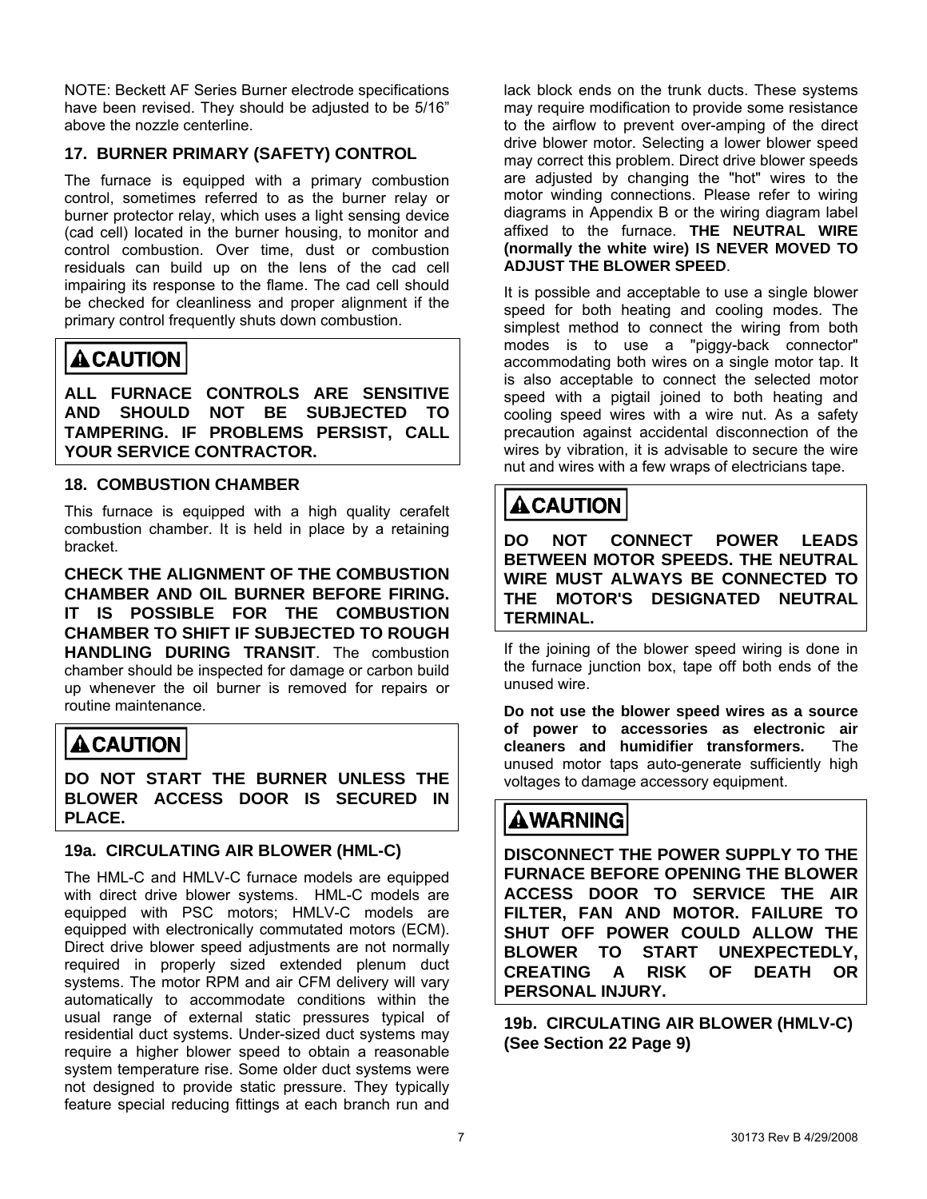NOTE: Beckett AF Series Burner electrode specifications have been revised. They should be adjusted to be 5/16" above the nozzle centerline.

## 17. BURNER PRIMARY (SAFETY) CONTROL

The furnace is equipped with a primary combustion control, sometimes referred to as the burner relay or burner protector relay, which uses a light sensing device (cad cell) located in the burner housing, to monitor and control combustion. Over time, dust or combustion residuals can build up on the lens of the cad cell impairing its response to the flame. The cad cell should be checked for cleanliness and proper alignment if the primary control frequently shuts down combustion.

**⚠CAUTION**

**ALL FURNACE CONTROLS ARE SENSITIVE AND SHOULD NOT BE SUBJECTED TO TAMPERING. IF PROBLEMS PERSIST, CALL YOUR SERVICE CONTRACTOR.**

## 18. COMBUSTION CHAMBER

This furnace is equipped with a high quality cerafelt combustion chamber. It is held in place by a retaining bracket.

**CHECK THE ALIGNMENT OF THE COMBUSTION CHAMBER AND OIL BURNER BEFORE FIRING. IT IS POSSIBLE FOR THE COMBUSTION CHAMBER TO SHIFT IF SUBJECTED TO ROUGH HANDLING DURING TRANSIT**. The combustion chamber should be inspected for damage or carbon build up whenever the oil burner is removed for repairs or routine maintenance.

**⚠CAUTION**

**DO NOT START THE BURNER UNLESS THE BLOWER ACCESS DOOR IS SECURED IN PLACE.**

## 19a. CIRCULATING AIR BLOWER (HML-C)

The HML-C and HMLV-C furnace models are equipped with direct drive blower systems. HML-C models are equipped with PSC motors; HMLV-C models are equipped with electronically commutated motors (ECM). Direct drive blower speed adjustments are not normally required in properly sized extended plenum duct systems. The motor RPM and air CFM delivery will vary automatically to accommodate conditions within the usual range of external static pressures typical of residential duct systems. Under-sized duct systems may require a higher blower speed to obtain a reasonable system temperature rise. Some older duct systems were not designed to provide static pressure. They typically feature special reducing fittings at each branch run and lack block ends on the trunk ducts. These systems may require modification to provide some resistance to the airflow to prevent over-amping of the direct drive blower motor. Selecting a lower blower speed may correct this problem. Direct drive blower speeds are adjusted by changing the "hot" wires to the motor winding connections. Please refer to wiring diagrams in Appendix B or the wiring diagram label affixed to the furnace. **THE NEUTRAL WIRE (normally the white wire) IS NEVER MOVED TO ADJUST THE BLOWER SPEED**.

It is possible and acceptable to use a single blower speed for both heating and cooling modes. The simplest method to connect the wiring from both modes is to use a "piggy-back connector" accommodating both wires on a single motor tap. It is also acceptable to connect the selected motor speed with a pigtail joined to both heating and cooling speed wires with a wire nut. As a safety precaution against accidental disconnection of the wires by vibration, it is advisable to secure the wire nut and wires with a few wraps of electricians tape.

**⚠CAUTION**

**DO NOT CONNECT POWER LEADS BETWEEN MOTOR SPEEDS. THE NEUTRAL WIRE MUST ALWAYS BE CONNECTED TO THE MOTOR'S DESIGNATED NEUTRAL TERMINAL.**

If the joining of the blower speed wiring is done in the furnace junction box, tape off both ends of the unused wire.

**Do not use the blower speed wires as a source of power to accessories as electronic air cleaners and humidifier transformers.** The unused motor taps auto-generate sufficiently high voltages to damage accessory equipment.

**⚠WARNING**

**DISCONNECT THE POWER SUPPLY TO THE FURNACE BEFORE OPENING THE BLOWER ACCESS DOOR TO SERVICE THE AIR FILTER, FAN AND MOTOR. FAILURE TO SHUT OFF POWER COULD ALLOW THE BLOWER TO START UNEXPECTEDLY, CREATING A RISK OF DEATH OR PERSONAL INJURY.**

## 19b. CIRCULATING AIR BLOWER (HMLV-C) (See Section 22 Page 9)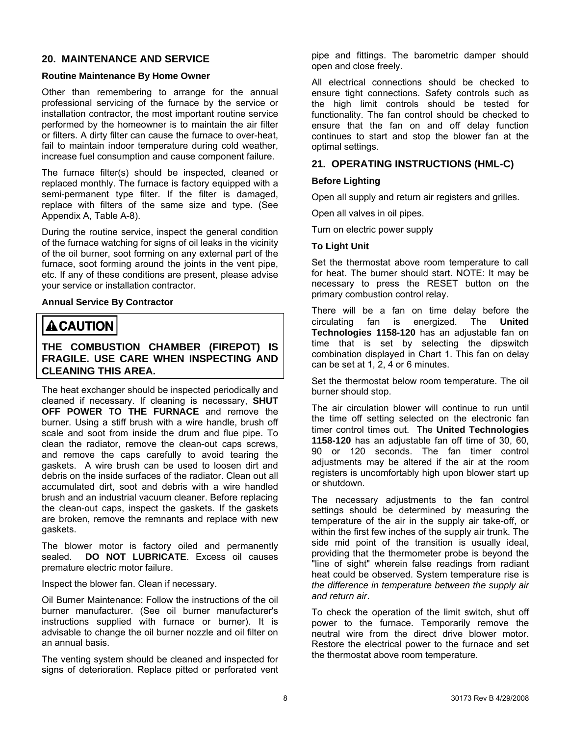## 20. MAINTENANCE AND SERVICE

### Routine Maintenance By Home Owner

Other than remembering to arrange for the annual professional servicing of the furnace by the service or installation contractor, the most important routine service performed by the homeowner is to maintain the air filter or filters. A dirty filter can cause the furnace to over-heat, fail to maintain indoor temperature during cold weather, increase fuel consumption and cause component failure.

The furnace filter(s) should be inspected, cleaned or replaced monthly. The furnace is factory equipped with a semi-permanent type filter. If the filter is damaged, replace with filters of the same size and type. (See Appendix A, Table A-8).

During the routine service, inspect the general condition of the furnace watching for signs of oil leaks in the vicinity of the oil burner, soot forming on any external part of the furnace, soot forming around the joints in the vent pipe, etc. If any of these conditions are present, please advise your service or installation contractor.

### Annual Service By Contractor

**⚠CAUTION**

**THE COMBUSTION CHAMBER (FIREPOT) IS FRAGILE. USE CARE WHEN INSPECTING AND CLEANING THIS AREA.**

The heat exchanger should be inspected periodically and cleaned if necessary. If cleaning is necessary, **SHUT OFF POWER TO THE FURNACE** and remove the burner. Using a stiff brush with a wire handle, brush off scale and soot from inside the drum and flue pipe. To clean the radiator, remove the clean-out caps screws, and remove the caps carefully to avoid tearing the gaskets. A wire brush can be used to loosen dirt and debris on the inside surfaces of the radiator. Clean out all accumulated dirt, soot and debris with a wire handled brush and an industrial vacuum cleaner. Before replacing the clean-out caps, inspect the gaskets. If the gaskets are broken, remove the remnants and replace with new gaskets.

The blower motor is factory oiled and permanently sealed. **DO NOT LUBRICATE**. Excess oil causes premature electric motor failure.

Inspect the blower fan. Clean if necessary.

Oil Burner Maintenance: Follow the instructions of the oil burner manufacturer. (See oil burner manufacturer's instructions supplied with furnace or burner). It is advisable to change the oil burner nozzle and oil filter on an annual basis.

The venting system should be cleaned and inspected for signs of deterioration. Replace pitted or perforated vent pipe and fittings. The barometric damper should open and close freely.

All electrical connections should be checked to ensure tight connections. Safety controls such as the high limit controls should be tested for functionality. The fan control should be checked to ensure that the fan on and off delay function continues to start and stop the blower fan at the optimal settings.

## 21. OPERATING INSTRUCTIONS (HML-C)

### Before Lighting

Open all supply and return air registers and grilles.

Open all valves in oil pipes.

Turn on electric power supply

### To Light Unit

Set the thermostat above room temperature to call for heat. The burner should start. NOTE: It may be necessary to press the RESET button on the primary combustion control relay.

There will be a fan on time delay before the circulating fan is energized. The **United Technologies 1158-120** has an adjustable fan on time that is set by selecting the dipswitch combination displayed in Chart 1. This fan on delay can be set at 1, 2, 4 or 6 minutes.

Set the thermostat below room temperature. The oil burner should stop.

The air circulation blower will continue to run until the time off setting selected on the electronic fan timer control times out. The **United Technologies 1158-120** has an adjustable fan off time of 30, 60, 90 or 120 seconds. The fan timer control adjustments may be altered if the air at the room registers is uncomfortably high upon blower start up or shutdown.

The necessary adjustments to the fan control settings should be determined by measuring the temperature of the air in the supply air take-off, or within the first few inches of the supply air trunk. The side mid point of the transition is usually ideal, providing that the thermometer probe is beyond the "line of sight" wherein false readings from radiant heat could be observed. System temperature rise is *the difference in temperature between the supply air and return air*.

To check the operation of the limit switch, shut off power to the furnace. Temporarily remove the neutral wire from the direct drive blower motor. Restore the electrical power to the furnace and set the thermostat above room temperature.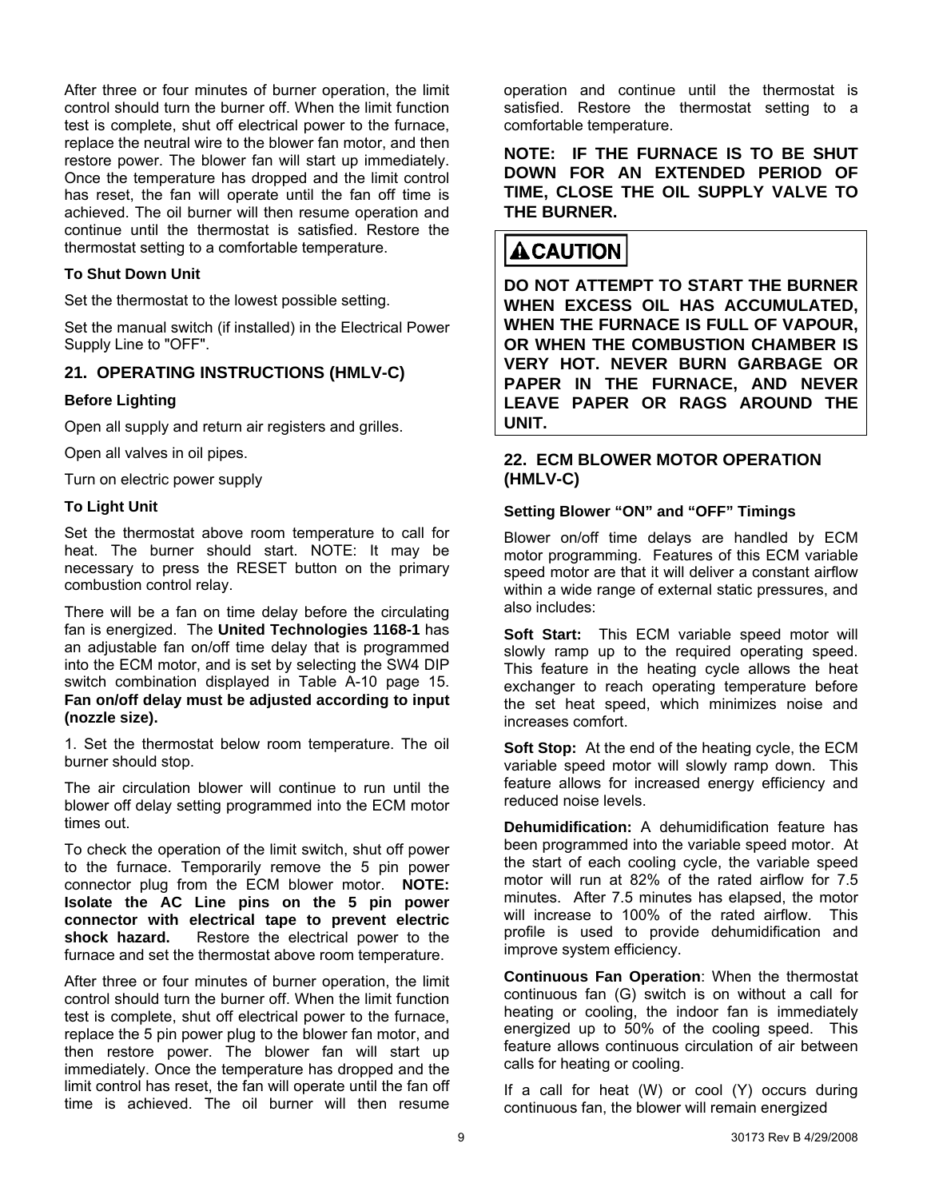After three or four minutes of burner operation, the limit control should turn the burner off. When the limit function test is complete, shut off electrical power to the furnace, replace the neutral wire to the blower fan motor, and then restore power. The blower fan will start up immediately. Once the temperature has dropped and the limit control has reset, the fan will operate until the fan off time is achieved. The oil burner will then resume operation and continue until the thermostat is satisfied. Restore the thermostat setting to a comfortable temperature.

#### To Shut Down Unit

Set the thermostat to the lowest possible setting.

Set the manual switch (if installed) in the Electrical Power Supply Line to "OFF".

## 21. OPERATING INSTRUCTIONS (HMLV-C)

#### Before Lighting

Open all supply and return air registers and grilles.

Open all valves in oil pipes.

Turn on electric power supply

#### To Light Unit

Set the thermostat above room temperature to call for heat. The burner should start. NOTE: It may be necessary to press the RESET button on the primary combustion control relay.

There will be a fan on time delay before the circulating fan is energized. The **United Technologies 1168-1** has an adjustable fan on/off time delay that is programmed into the ECM motor, and is set by selecting the SW4 DIP switch combination displayed in Table A-10 page 15. **Fan on/off delay must be adjusted according to input (nozzle size).**

1. Set the thermostat below room temperature. The oil burner should stop.

The air circulation blower will continue to run until the blower off delay setting programmed into the ECM motor times out.

To check the operation of the limit switch, shut off power to the furnace. Temporarily remove the 5 pin power connector plug from the ECM blower motor. **NOTE: Isolate the AC Line pins on the 5 pin power connector with electrical tape to prevent electric shock hazard.** Restore the electrical power to the furnace and set the thermostat above room temperature.

After three or four minutes of burner operation, the limit control should turn the burner off. When the limit function test is complete, shut off electrical power to the furnace, replace the 5 pin power plug to the blower fan motor, and then restore power. The blower fan will start up immediately. Once the temperature has dropped and the limit control has reset, the fan will operate until the fan off time is achieved. The oil burner will then resume operation and continue until the thermostat is satisfied. Restore the thermostat setting to a comfortable temperature.

**NOTE: IF THE FURNACE IS TO BE SHUT DOWN FOR AN EXTENDED PERIOD OF TIME, CLOSE THE OIL SUPPLY VALVE TO THE BURNER.**

**⚠CAUTION**

**DO NOT ATTEMPT TO START THE BURNER WHEN EXCESS OIL HAS ACCUMULATED, WHEN THE FURNACE IS FULL OF VAPOUR, OR WHEN THE COMBUSTION CHAMBER IS VERY HOT. NEVER BURN GARBAGE OR PAPER IN THE FURNACE, AND NEVER LEAVE PAPER OR RAGS AROUND THE UNIT.**

## 22. ECM BLOWER MOTOR OPERATION (HMLV-C)

#### Setting Blower “ON” and “OFF” Timings

Blower on/off time delays are handled by ECM motor programming. Features of this ECM variable speed motor are that it will deliver a constant airflow within a wide range of external static pressures, and also includes:

**Soft Start:** This ECM variable speed motor will slowly ramp up to the required operating speed. This feature in the heating cycle allows the heat exchanger to reach operating temperature before the set heat speed, which minimizes noise and increases comfort.

**Soft Stop:** At the end of the heating cycle, the ECM variable speed motor will slowly ramp down. This feature allows for increased energy efficiency and reduced noise levels.

**Dehumidification:** A dehumidification feature has been programmed into the variable speed motor. At the start of each cooling cycle, the variable speed motor will run at 82% of the rated airflow for 7.5 minutes. After 7.5 minutes has elapsed, the motor will increase to 100% of the rated airflow. This profile is used to provide dehumidification and improve system efficiency.

**Continuous Fan Operation**: When the thermostat continuous fan (G) switch is on without a call for heating or cooling, the indoor fan is immediately energized up to 50% of the cooling speed. This feature allows continuous circulation of air between calls for heating or cooling.

If a call for heat (W) or cool (Y) occurs during continuous fan, the blower will remain energized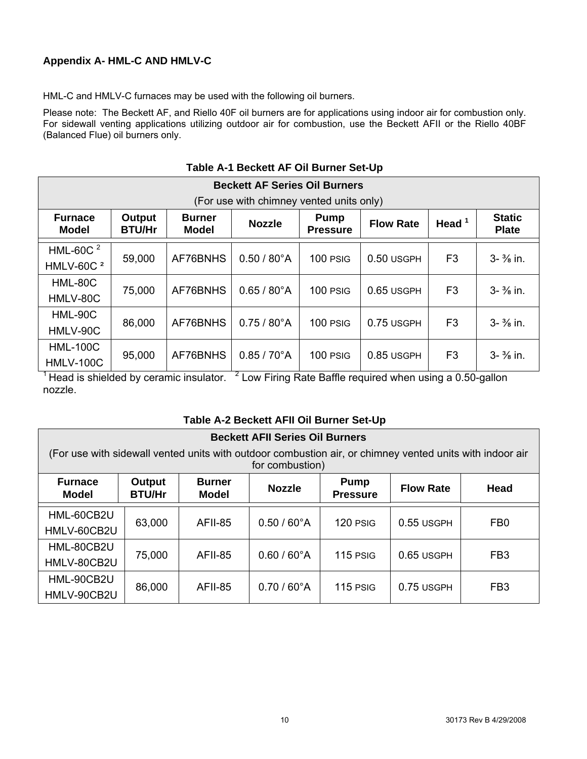## Appendix A- HML-C AND HMLV-C

HML-C and HMLV-C furnaces may be used with the following oil burners.

Please note: The Beckett AF, and Riello 40F oil burners are for applications using indoor air for combustion only. For sidewall venting applications utilizing outdoor air for combustion, use the Beckett AFII or the Riello 40BF (Balanced Flue) oil burners only.

**Table A-1 Beckett AF Oil Burner Set-Up**

| Beckett AF Series Oil Burners (For use with chimney vented units only) | | | | | | | |
|---|---|---|---|---|---|---|---|
| **Furnace Model** | **Output BTU/Hr** | **Burner Model** | **Nozzle** | **Pump Pressure** | **Flow Rate** | **Head [1]** | **Static Plate** |
| HML-60C [2] HMLV-60C [2] | 59,000 | AF76BNHS | 0.50 / 80°A | 100 PSIG | 0.50 USGPH | F3 | 3- ⅜ in. |
| HML-80C HMLV-80C | 75,000 | AF76BNHS | 0.65 / 80°A | 100 PSIG | 0.65 USGPH | F3 | 3- ⅜ in. |
| HML-90C HMLV-90C | 86,000 | AF76BNHS | 0.75 / 80°A | 100 PSIG | 0.75 USGPH | F3 | 3- ⅜ in. |
| HML-100C HMLV-100C | 95,000 | AF76BNHS | 0.85 / 70°A | 100 PSIG | 0.85 USGPH | F3 | 3- ⅜ in. |

[1] Head is shielded by ceramic insulator. [2] Low Firing Rate Baffle required when using a 0.50-gallon nozzle.

**Table A-2 Beckett AFII Oil Burner Set-Up**

| Beckett AFII Series Oil Burners (For use with sidewall vented units with outdoor combustion air, or chimney vented units with indoor air for combustion) | | | | | | |
|---|---|---|---|---|---|---|
| **Furnace Model** | **Output BTU/Hr** | **Burner Model** | **Nozzle** | **Pump Pressure** | **Flow Rate** | **Head** |
| HML-60CB2U HMLV-60CB2U | 63,000 | AFII-85 | 0.50 / 60°A | 120 PSIG | 0.55 USGPH | FB0 |
| HML-80CB2U HMLV-80CB2U | 75,000 | AFII-85 | 0.60 / 60°A | 115 PSIG | 0.65 USGPH | FB3 |
| HML-90CB2U HMLV-90CB2U | 86,000 | AFII-85 | 0.70 / 60°A | 115 PSIG | 0.75 USGPH | FB3 |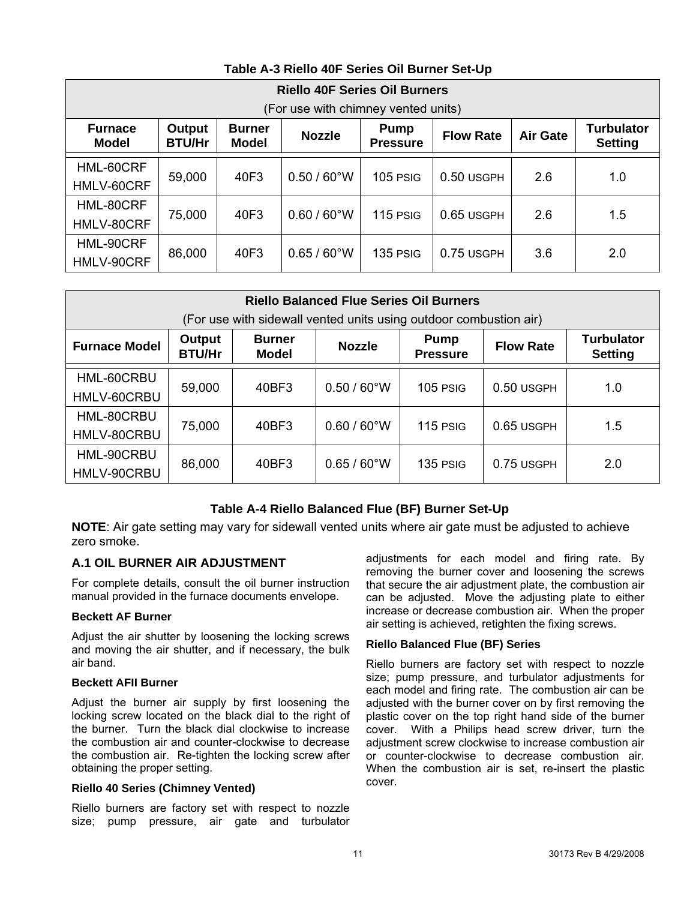**Table A-3 Riello 40F Series Oil Burner Set-Up**

| Riello 40F Series Oil Burners (For use with chimney vented units) | | | | | | | |
|---|---|---|---|---|---|---|---|
| **Furnace Model** | **Output BTU/Hr** | **Burner Model** | **Nozzle** | **Pump Pressure** | **Flow Rate** | **Air Gate** | **Turbulator Setting** |
| HML-60CRF HMLV-60CRF | 59,000 | 40F3 | 0.50 / 60°W | 105 PSIG | 0.50 USGPH | 2.6 | 1.0 |
| HML-80CRF HMLV-80CRF | 75,000 | 40F3 | 0.60 / 60°W | 115 PSIG | 0.65 USGPH | 2.6 | 1.5 |
| HML-90CRF HMLV-90CRF | 86,000 | 40F3 | 0.65 / 60°W | 135 PSIG | 0.75 USGPH | 3.6 | 2.0 |

| Riello Balanced Flue Series Oil Burners (For use with sidewall vented units using outdoor combustion air) | | | | | | |
|---|---|---|---|---|---|---|
| **Furnace Model** | **Output BTU/Hr** | **Burner Model** | **Nozzle** | **Pump Pressure** | **Flow Rate** | **Turbulator Setting** |
| HML-60CRBU HMLV-60CRBU | 59,000 | 40BF3 | 0.50 / 60°W | 105 PSIG | 0.50 USGPH | 1.0 |
| HML-80CRBU HMLV-80CRBU | 75,000 | 40BF3 | 0.60 / 60°W | 115 PSIG | 0.65 USGPH | 1.5 |
| HML-90CRBU HMLV-90CRBU | 86,000 | 40BF3 | 0.65 / 60°W | 135 PSIG | 0.75 USGPH | 2.0 |

**Table A-4 Riello Balanced Flue (BF) Burner Set-Up**

**NOTE**: Air gate setting may vary for sidewall vented units where air gate must be adjusted to achieve zero smoke.

## A.1 OIL BURNER AIR ADJUSTMENT

For complete details, consult the oil burner instruction manual provided in the furnace documents envelope.

**Beckett AF Burner**

Adjust the air shutter by loosening the locking screws and moving the air shutter, and if necessary, the bulk air band.

**Beckett AFII Burner**

Adjust the burner air supply by first loosening the locking screw located on the black dial to the right of the burner. Turn the black dial clockwise to increase the combustion air and counter-clockwise to decrease the combustion air. Re-tighten the locking screw after obtaining the proper setting.

**Riello 40 Series (Chimney Vented)**

Riello burners are factory set with respect to nozzle size; pump pressure, air gate and turbulator adjustments for each model and firing rate. By removing the burner cover and loosening the screws that secure the air adjustment plate, the combustion air can be adjusted. Move the adjusting plate to either increase or decrease combustion air. When the proper air setting is achieved, retighten the fixing screws.

**Riello Balanced Flue (BF) Series**

Riello burners are factory set with respect to nozzle size; pump pressure, and turbulator adjustments for each model and firing rate. The combustion air can be adjusted with the burner cover on by first removing the plastic cover on the top right hand side of the burner cover. With a Philips head screw driver, turn the adjustment screw clockwise to increase combustion air or counter-clockwise to decrease combustion air. When the combustion air is set, re-insert the plastic cover.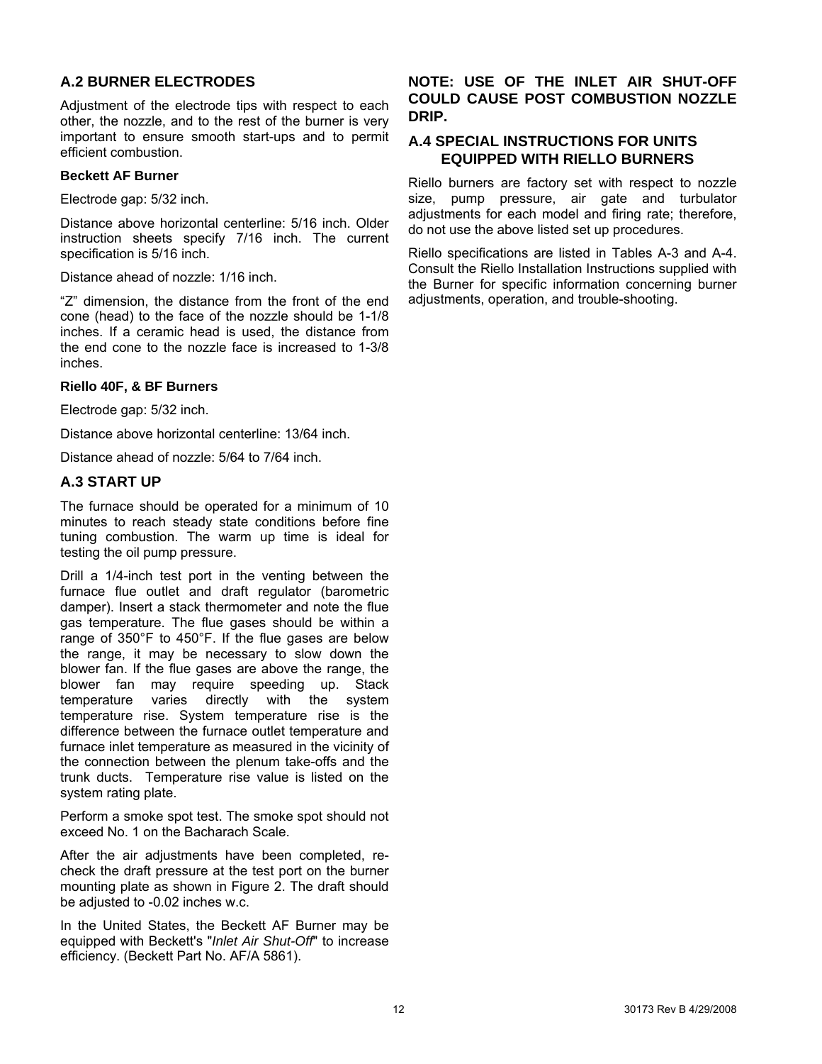## A.2 BURNER ELECTRODES

Adjustment of the electrode tips with respect to each other, the nozzle, and to the rest of the burner is very important to ensure smooth start-ups and to permit efficient combustion.

**Beckett AF Burner**

Electrode gap: 5/32 inch.

Distance above horizontal centerline: 5/16 inch. Older instruction sheets specify 7/16 inch. The current specification is 5/16 inch.

Distance ahead of nozzle: 1/16 inch.

"Z" dimension, the distance from the front of the end cone (head) to the face of the nozzle should be 1-1/8 inches. If a ceramic head is used, the distance from the end cone to the nozzle face is increased to 1-3/8 inches.

**Riello 40F, & BF Burners**

Electrode gap: 5/32 inch.

Distance above horizontal centerline: 13/64 inch.

Distance ahead of nozzle: 5/64 to 7/64 inch.

## A.3 START UP

The furnace should be operated for a minimum of 10 minutes to reach steady state conditions before fine tuning combustion. The warm up time is ideal for testing the oil pump pressure.

Drill a 1/4-inch test port in the venting between the furnace flue outlet and draft regulator (barometric damper). Insert a stack thermometer and note the flue gas temperature. The flue gases should be within a range of 350°F to 450°F. If the flue gases are below the range, it may be necessary to slow down the blower fan. If the flue gases are above the range, the blower fan may require speeding up. Stack temperature varies directly with the system temperature rise. System temperature rise is the difference between the furnace outlet temperature and furnace inlet temperature as measured in the vicinity of the connection between the plenum take-offs and the trunk ducts. Temperature rise value is listed on the system rating plate.

Perform a smoke spot test. The smoke spot should not exceed No. 1 on the Bacharach Scale.

After the air adjustments have been completed, re-check the draft pressure at the test port on the burner mounting plate as shown in Figure 2. The draft should be adjusted to -0.02 inches w.c.

In the United States, the Beckett AF Burner may be equipped with Beckett's "*Inlet Air Shut-Off*" to increase efficiency. (Beckett Part No. AF/A 5861).

**NOTE: USE OF THE INLET AIR SHUT-OFF COULD CAUSE POST COMBUSTION NOZZLE DRIP.**

## A.4 SPECIAL INSTRUCTIONS FOR UNITS EQUIPPED WITH RIELLO BURNERS

Riello burners are factory set with respect to nozzle size, pump pressure, air gate and turbulator adjustments for each model and firing rate; therefore, do not use the above listed set up procedures.

Riello specifications are listed in Tables A-3 and A-4. Consult the Riello Installation Instructions supplied with the Burner for specific information concerning burner adjustments, operation, and trouble-shooting.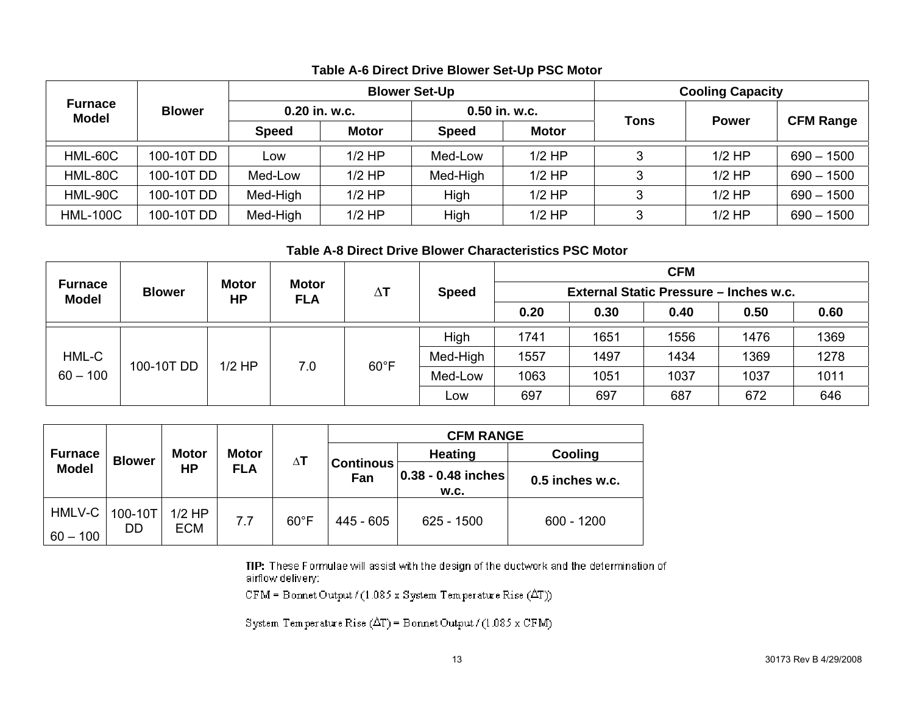**Table A-6 Direct Drive Blower Set-Up PSC Motor**

| Furnace Model | Blower | Blower Set-Up | | | | Cooling Capacity | | |
|---|---|---|---|---|---|---|---|---|
| | | 0.20 in. w.c. | | 0.50 in. w.c. | | Tons | Power | CFM Range |
| | | Speed | Motor | Speed | Motor | | | |
| HML-60C | 100-10T DD | Low | 1/2 HP | Med-Low | 1/2 HP | 3 | 1/2 HP | 690 – 1500 |
| HML-80C | 100-10T DD | Med-Low | 1/2 HP | Med-High | 1/2 HP | 3 | 1/2 HP | 690 – 1500 |
| HML-90C | 100-10T DD | Med-High | 1/2 HP | High | 1/2 HP | 3 | 1/2 HP | 690 – 1500 |
| HML-100C | 100-10T DD | Med-High | 1/2 HP | High | 1/2 HP | 3 | 1/2 HP | 690 – 1500 |

**Table A-8 Direct Drive Blower Characteristics PSC Motor**

| Furnace Model | Blower | Motor HP | Motor FLA | ∆T | Speed | CFM | | | | |
|---|---|---|---|---|---|---|---|---|---|---|
| | | | | | | External Static Pressure – Inches w.c. | | | | |
| | | | | | | 0.20 | 0.30 | 0.40 | 0.50 | 0.60 |
| HML-C 60 – 100 | 100-10T DD | 1/2 HP | 7.0 | 60°F | High | 1741 | 1651 | 1556 | 1476 | 1369 |
| | | | | | Med-High | 1557 | 1497 | 1434 | 1369 | 1278 |
| | | | | | Med-Low | 1063 | 1051 | 1037 | 1037 | 1011 |
| | | | | | Low | 697 | 697 | 687 | 672 | 646 |

| Furnace Model | Blower | Motor HP | Motor FLA | ∆T | CFM RANGE | | |
|---|---|---|---|---|---|---|---|
| | | | | | Continous Fan | Heating | Cooling |
| | | | | | | 0.38 - 0.48 inches w.c. | 0.5 inches w.c. |
| HMLV-C 60 – 100 | 100-10T DD | 1/2 HP ECM | 7.7 | 60°F | 445 - 605 | 625 - 1500 | 600 - 1200 |

**TIP:** These Formulae will assist with the design of the ductwork and the determination of airflow delivery:

CFM = Bonnet Output / (1.085 x System Temperature Rise (∆T))

System Temperature Rise (∆T) = Bonnet Output / (1.085 x CFM)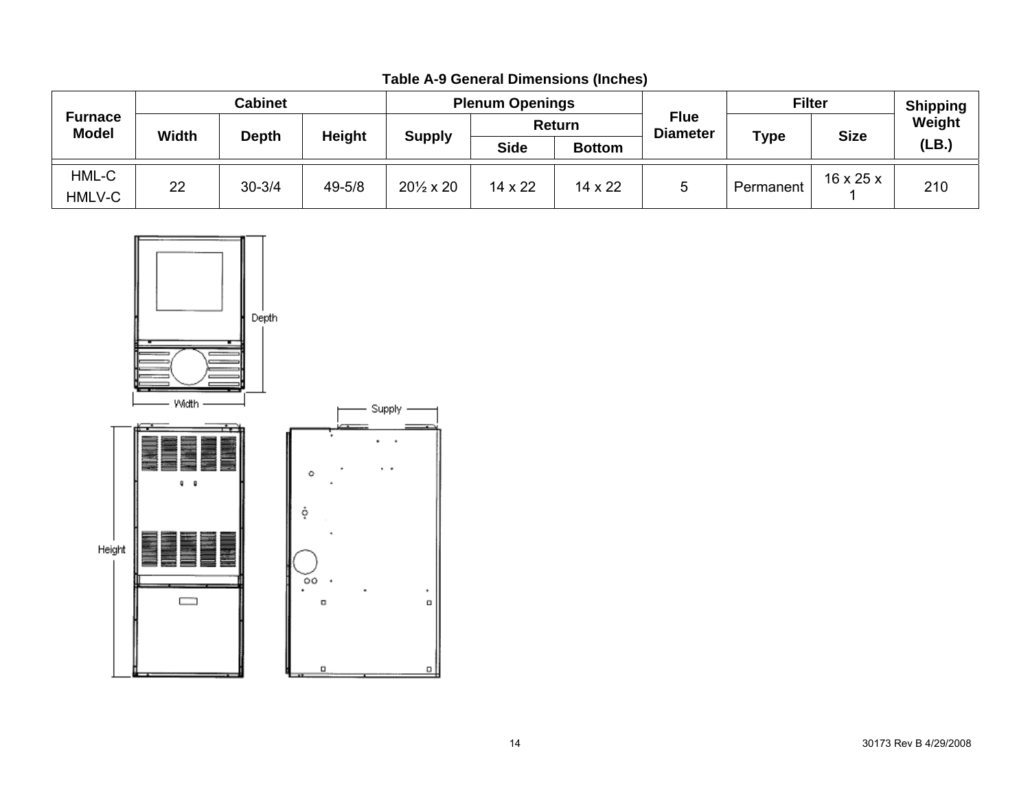**Table A-9 General Dimensions (Inches)**

| Furnace Model | Cabinet | | | Plenum Openings | | | Flue Diameter | Filter | | Shipping Weight (LB.) |
|---|---|---|---|---|---|---|---|---|---|---|
| | Width | Depth | Height | Supply | Return | | | Type | Size | |
| | | | | | Side | Bottom | | | | |
| HML-C HMLV-C | 22 | 30-3/4 | 49-5/8 | 20½ x 20 | 14 x 22 | 14 x 22 | 5 | Permanent | 16 x 25 x 1 | 210 |

Depth

Width

Supply

Height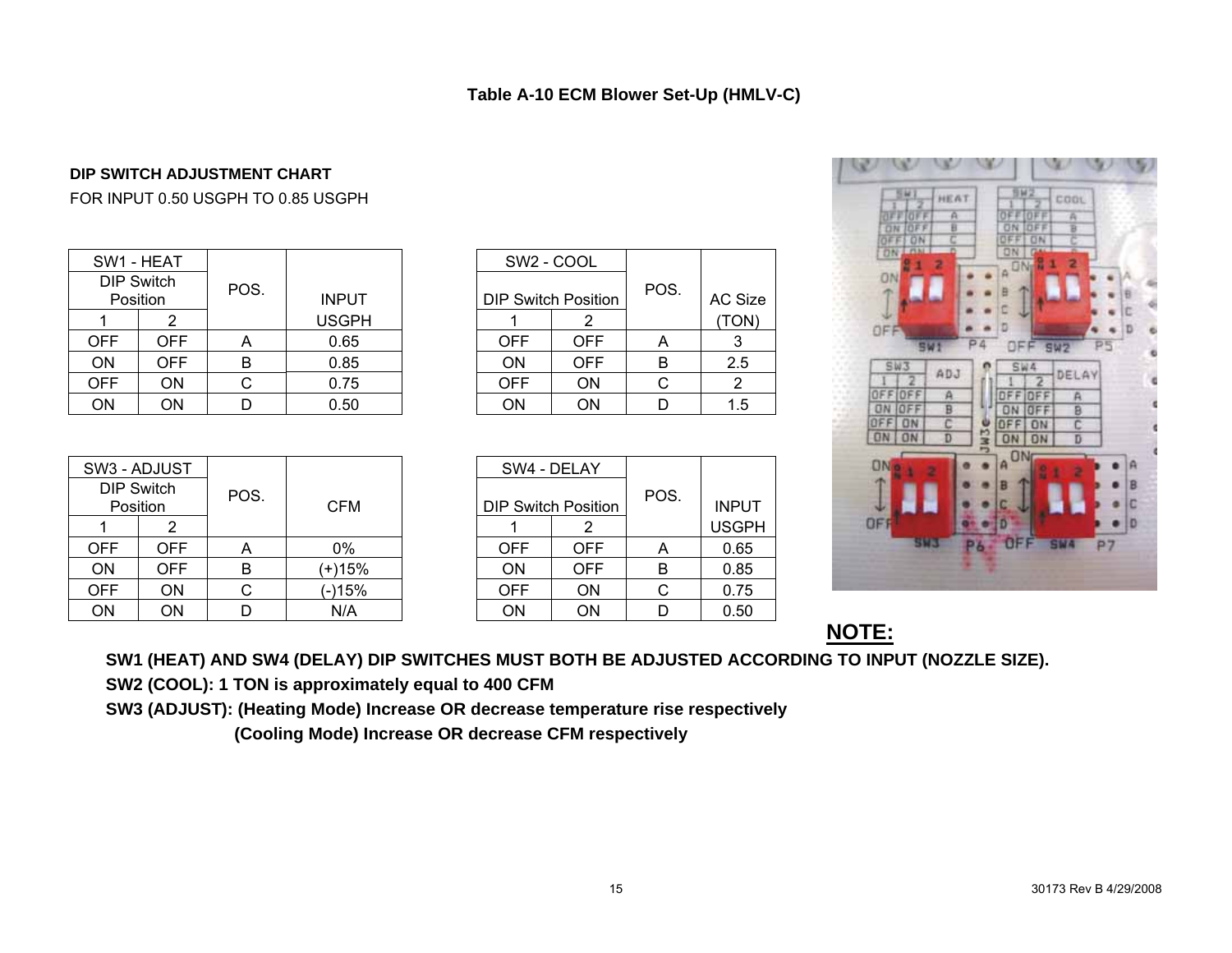## Table A-10 ECM Blower Set-Up (HMLV-C)

**DIP SWITCH ADJUSTMENT CHART**

FOR INPUT 0.50 USGPH TO 0.85 USGPH

| SW1 - HEAT DIP Switch Position | | POS. | INPUT USGPH |
|---|---|---|---|
| 1 | 2 | | |
| OFF | OFF | A | 0.65 |
| ON | OFF | B | 0.85 |
| OFF | ON | C | 0.75 |
| ON | ON | D | 0.50 |

| SW2 - COOL DIP Switch Position | | POS. | AC Size (TON) |
|---|---|---|---|
| 1 | 2 | | |
| OFF | OFF | A | 3 |
| ON | OFF | B | 2.5 |
| OFF | ON | C | 2 |
| ON | ON | D | 1.5 |

| SW3 - ADJUST DIP Switch Position | | POS. | CFM |
|---|---|---|---|
| 1 | 2 | | |
| OFF | OFF | A | 0% |
| ON | OFF | B | (+)15% |
| OFF | ON | C | (-)15% |
| ON | ON | D | N/A |

| SW4 - DELAY DIP Switch Position | | POS. | INPUT USGPH |
|---|---|---|---|
| 1 | 2 | | |
| OFF | OFF | A | 0.65 |
| ON | OFF | B | 0.85 |
| OFF | ON | C | 0.75 |
| ON | ON | D | 0.50 |

**NOTE:**

**SW1 (HEAT) AND SW4 (DELAY) DIP SWITCHES MUST BOTH BE ADJUSTED ACCORDING TO INPUT (NOZZLE SIZE).**

**SW2 (COOL): 1 TON is approximately equal to 400 CFM**

**SW3 (ADJUST): (Heating Mode) Increase OR decrease temperature rise respectively**

**(Cooling Mode) Increase OR decrease CFM respectively**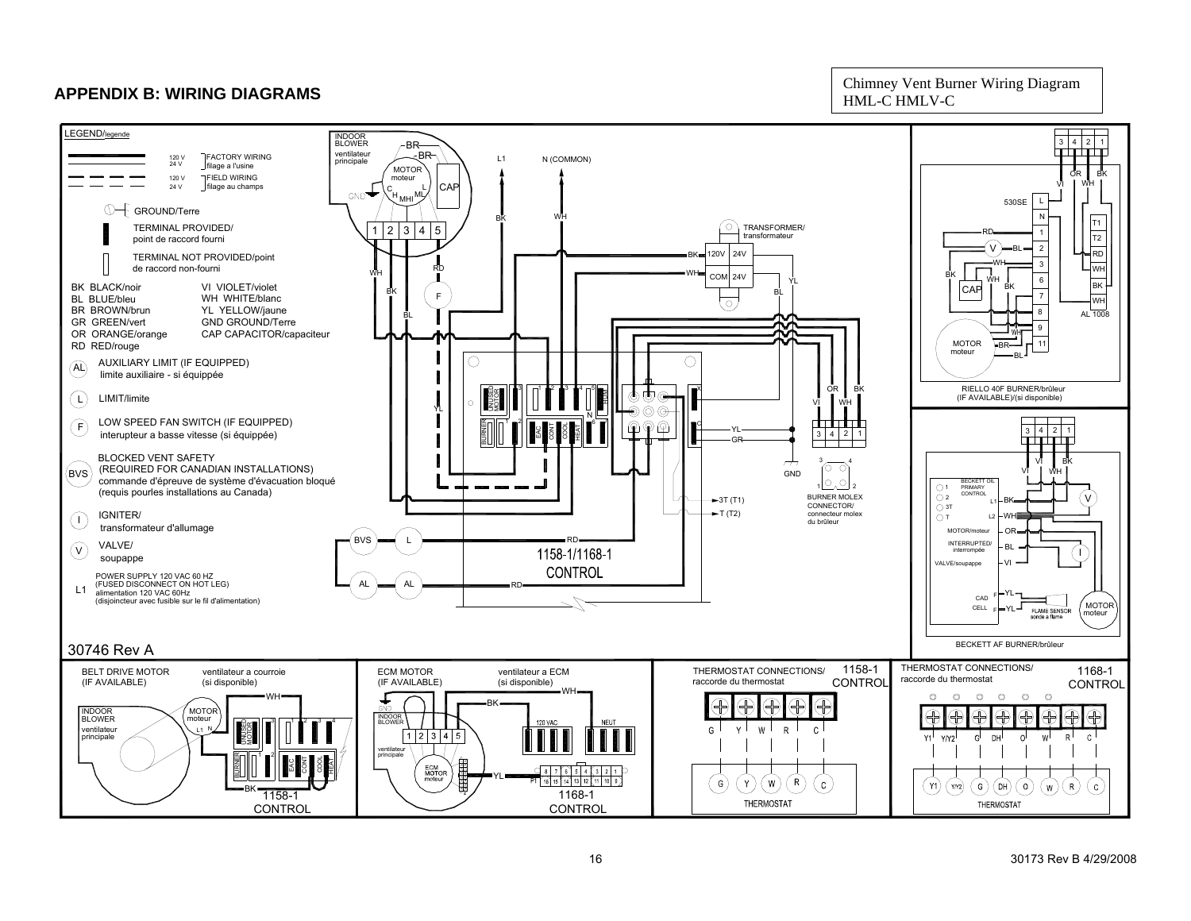## APPENDIX B: WIRING DIAGRAMS

Chimney Vent Burner Wiring Diagram
HML-C HMLV-C

LEGEND/legende

| | | |
|---|---|---|
| 120 V / 24 V | FACTORY WIRING | filage a l'usine |
| 120 V / 24 V | FIELD WIRING | filage au champs |

GROUND/Terre

TERMINAL PROVIDED/ point de raccord fourni

TERMINAL NOT PROVIDED/point de raccord non-fourni

| | |
|---|---|
| BK BLACK/noir | VI VIOLET/violet |
| BL BLUE/bleu | WH WHITE/blanc |
| BR BROWN/brun | YL YELLOW/jaune |
| GR GREEN/vert | GND GROUND/Terre |
| OR ORANGE/orange | CAP CAPACITOR/capaciteur |
| RD RED/rouge | |

- (AL) AUXILIARY LIMIT (IF EQUIPPED) limite auxiliaire - si équippée
- (L) LIMIT/limite
- (F) LOW SPEED FAN SWITCH (IF EQUIPPED) interupteur a basse vitesse (si équippée)
- (BVS) BLOCKED VENT SAFETY (REQUIRED FOR CANADIAN INSTALLATIONS) commande d'épreuve de système d'évacuation bloqué (requis pourles installations au Canada)
- (I) IGNITER/ transformateur d'allumage
- (V) VALVE/ soupappe
- L1 POWER SUPPLY 120 VAC 60 HZ (FUSED DISCONNECT ON HOT LEG) alimentation 120 VAC 60Hz (disjoincteur avec fusible sur le fil d'alimentation)

INDOOR BLOWER / ventilateur principale — MOTOR moteur, C, H, MHI, ML, L, CAP, GND, 1 2 3 4 5

L1 — N (COMMON) — TRANSFORMER/transformateur (120V, 24V, COM, 24V)

1158-1/1168-1 CONTROL — BURNER, UNUSED MOTOR, EAC, CONT, COOL, HEAT, HUM, N, X, C — BVS, L, AL, AL — 3T (T1), T (T2) — GND

BURNER MOLEX CONNECTOR/ connecteur molex du brûleur

30746 Rev A

RIELLO 40F BURNER/brûleur (IF AVAILABLE)/(si disponible) — 530SE, L, N, 1, 2, 3, 6, 7, 8, 9, 11, T1, T2, RD, WH, BK, WH, AL 1008, CAP, MOTOR moteur, V

BECKETT AF BURNER/brûleur — BECKETT OIL PRIMARY CONTROL (1, 2, 3T, T, L1, L2), MOTOR/moteur, INTERRUPTED/ interrompée, VALVE/soupappe, CAD CELL, FLAME SENSOR sonde a flame, MOTOR moteur, V, I

BELT DRIVE MOTOR (IF AVAILABLE) — ventilateur a courroie (si disponible) — INDOOR BLOWER ventilateur principale, MOTOR moteur, L1 N — 1158-1 CONTROL

ECM MOTOR (IF AVAILABLE) — ventilateur a ECM (si disponible) — INDOOR BLOWER ventilateur principale, ECM MOTOR moteur, 120 VAC, NEUT, P1 — 1168-1 CONTROL

THERMOSTAT CONNECTIONS/ raccorde du thermostat — 1158-1 CONTROL — G Y W R C — THERMOSTAT

THERMOSTAT CONNECTIONS/ raccorde du thermostat — 1168-1 CONTROL — Y1 Y/Y2 G DH O W R C — THERMOSTAT

30173 Rev B 4/29/2008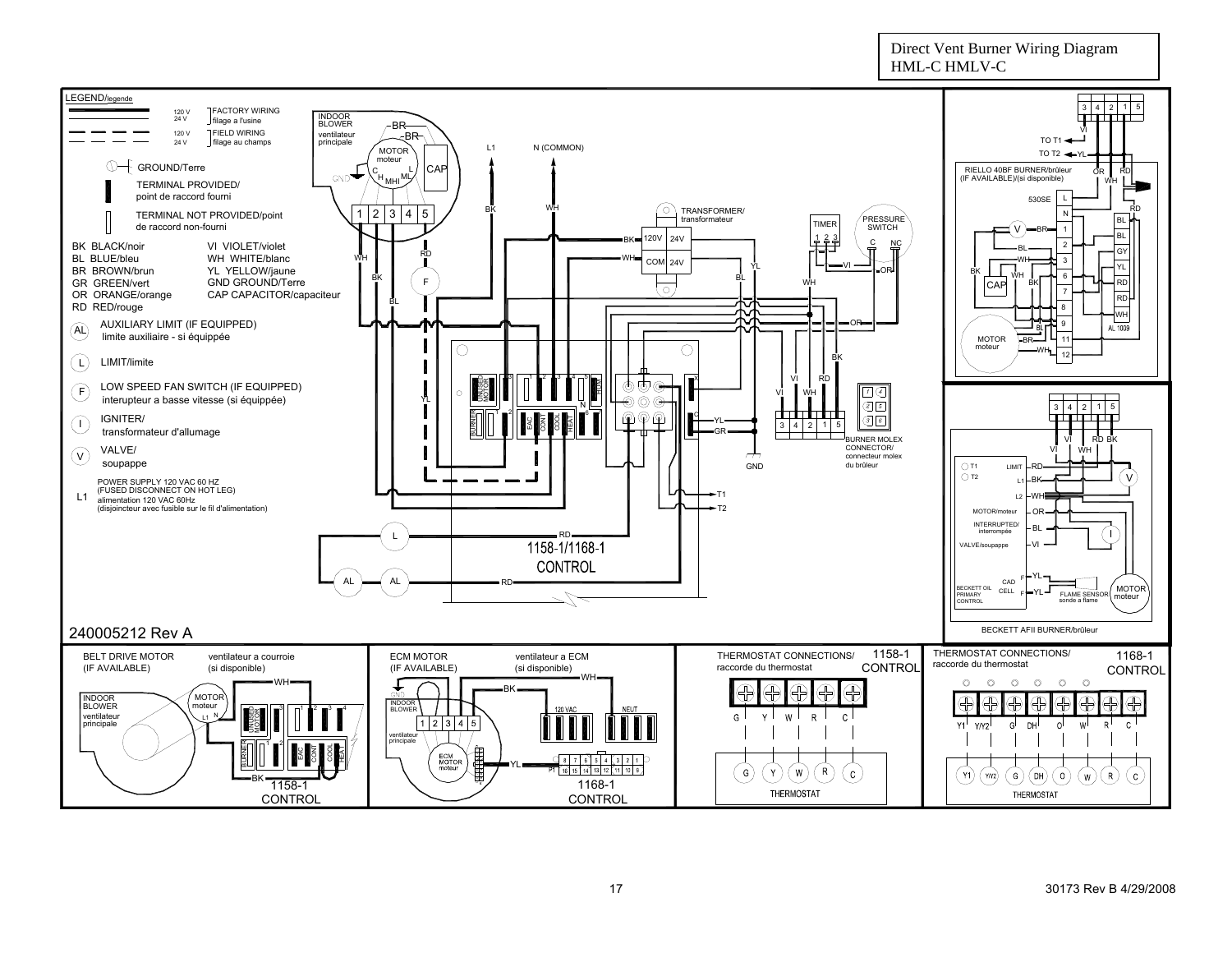# Direct Vent Burner Wiring Diagram
## HML-C HMLV-C

**LEGEND/legende**

- 120 V / 24 V — FACTORY WIRING / filage a l'usine
- 120 V / 24 V — FIELD WIRING / filage au champs
- GROUND/Terre
- TERMINAL PROVIDED/ point de raccord fourni
- TERMINAL NOT PROVIDED/point de raccord non-fourni

| | |
|---|---|
| BK BLACK/noir | VI VIOLET/violet |
| BL BLUE/bleu | WH WHITE/blanc |
| BR BROWN/brun | YL YELLOW/jaune |
| GR GREEN/vert | GND GROUND/Terre |
| OR ORANGE/orange | CAP CAPACITOR/capaciteur |
| RD RED/rouge | |

- AL — AUXILIARY LIMIT (IF EQUIPPED) limite auxiliaire - si équippée
- L — LIMIT/limite
- F — LOW SPEED FAN SWITCH (IF EQUIPPED) interupteur a basse vitesse (si équippée)
- I — IGNITER/ transformateur d'allumage
- V — VALVE/ soupappe
- L1 — POWER SUPPLY 120 VAC 60 HZ (FUSED DISCONNECT ON HOT LEG) alimentation 120 VAC 60Hz (disjoincteur avec fusible sur le fil d'alimentation)

1158-1/1168-1 CONTROL

240005212 Rev A

RIELLO 40BF BURNER/brûleur (IF AVAILABLE)/(si disponible)

BECKETT AFII BURNER/brûleur

BELT DRIVE MOTOR (IF AVAILABLE) — ventilateur a courroie (si disponible) — 1158-1 CONTROL

ECM MOTOR (IF AVAILABLE) — ventilateur a ECM (si disponible) — 1168-1 CONTROL

THERMOSTAT CONNECTIONS/ raccorde du thermostat — 1158-1 CONTROL: G, Y, W, R, C

THERMOSTAT CONNECTIONS/ raccorde du thermostat — 1168-1 CONTROL: Y1, Y/Y2, G, DH, O, W, R, C

30173 Rev B 4/29/2008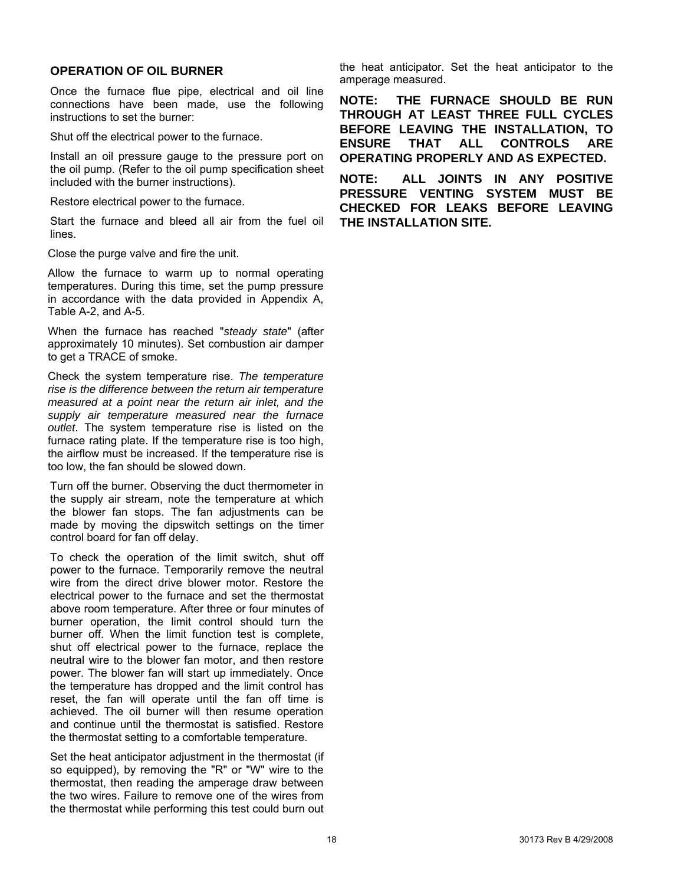## OPERATION OF OIL BURNER

Once the furnace flue pipe, electrical and oil line connections have been made, use the following instructions to set the burner:

Shut off the electrical power to the furnace.

Install an oil pressure gauge to the pressure port on the oil pump. (Refer to the oil pump specification sheet included with the burner instructions).

Restore electrical power to the furnace.

Start the furnace and bleed all air from the fuel oil lines.

Close the purge valve and fire the unit.

Allow the furnace to warm up to normal operating temperatures. During this time, set the pump pressure in accordance with the data provided in Appendix A, Table A-2, and A-5.

When the furnace has reached "*steady state*" (after approximately 10 minutes). Set combustion air damper to get a TRACE of smoke.

Check the system temperature rise. *The temperature rise is the difference between the return air temperature measured at a point near the return air inlet, and the supply air temperature measured near the furnace outlet*. The system temperature rise is listed on the furnace rating plate. If the temperature rise is too high, the airflow must be increased. If the temperature rise is too low, the fan should be slowed down.

Turn off the burner. Observing the duct thermometer in the supply air stream, note the temperature at which the blower fan stops. The fan adjustments can be made by moving the dipswitch settings on the timer control board for fan off delay.

To check the operation of the limit switch, shut off power to the furnace. Temporarily remove the neutral wire from the direct drive blower motor. Restore the electrical power to the furnace and set the thermostat above room temperature. After three or four minutes of burner operation, the limit control should turn the burner off. When the limit function test is complete, shut off electrical power to the furnace, replace the neutral wire to the blower fan motor, and then restore power. The blower fan will start up immediately. Once the temperature has dropped and the limit control has reset, the fan will operate until the fan off time is achieved. The oil burner will then resume operation and continue until the thermostat is satisfied. Restore the thermostat setting to a comfortable temperature.

Set the heat anticipator adjustment in the thermostat (if so equipped), by removing the "R" or "W" wire to the thermostat, then reading the amperage draw between the two wires. Failure to remove one of the wires from the thermostat while performing this test could burn out the heat anticipator. Set the heat anticipator to the amperage measured.

**NOTE: THE FURNACE SHOULD BE RUN THROUGH AT LEAST THREE FULL CYCLES BEFORE LEAVING THE INSTALLATION, TO ENSURE THAT ALL CONTROLS ARE OPERATING PROPERLY AND AS EXPECTED.**

**NOTE: ALL JOINTS IN ANY POSITIVE PRESSURE VENTING SYSTEM MUST BE CHECKED FOR LEAKS BEFORE LEAVING THE INSTALLATION SITE.**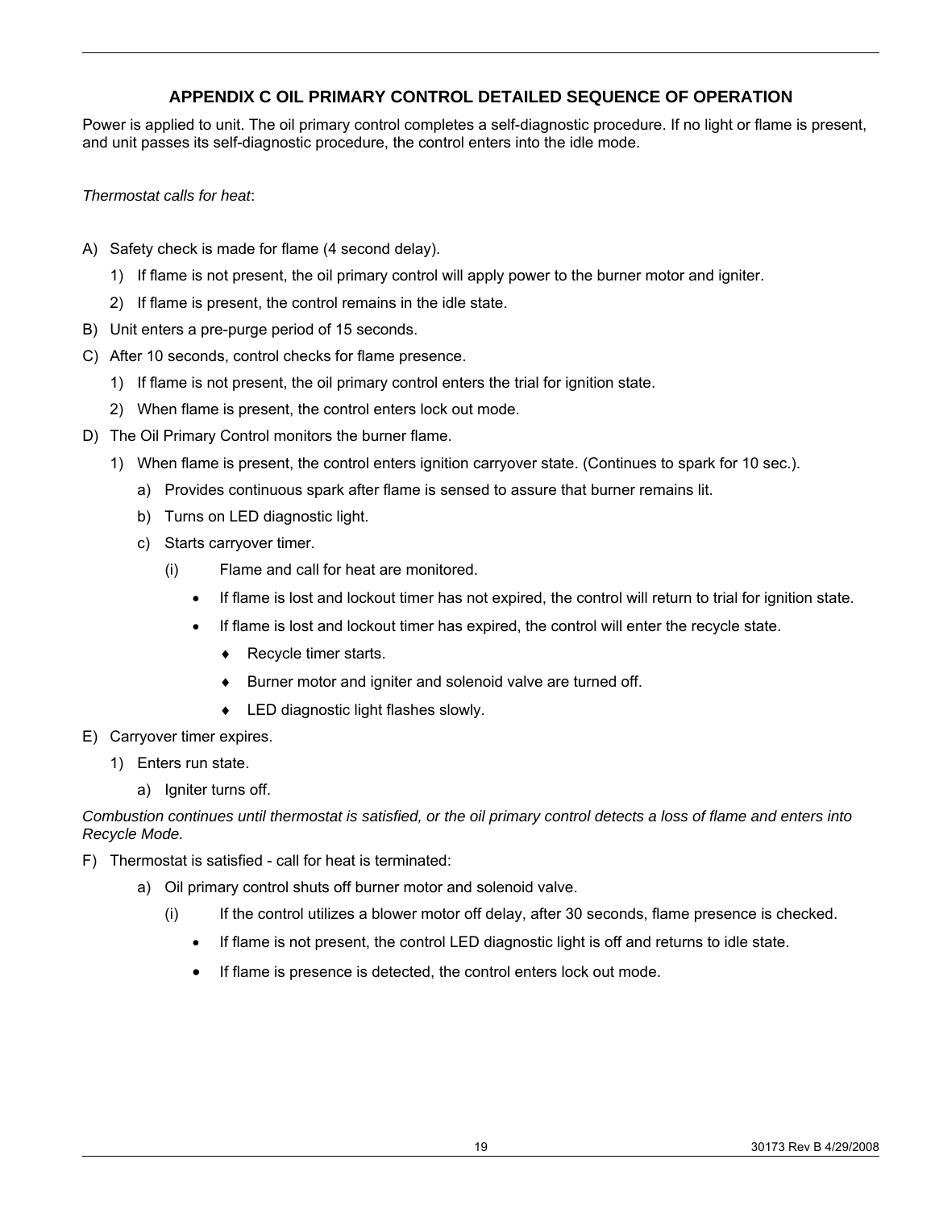## APPENDIX C OIL PRIMARY CONTROL DETAILED SEQUENCE OF OPERATION

Power is applied to unit. The oil primary control completes a self-diagnostic procedure. If no light or flame is present, and unit passes its self-diagnostic procedure, the control enters into the idle mode.

*Thermostat calls for heat*:

A) Safety check is made for flame (4 second delay).
   1) If flame is not present, the oil primary control will apply power to the burner motor and igniter.
   2) If flame is present, the control remains in the idle state.
B) Unit enters a pre-purge period of 15 seconds.
C) After 10 seconds, control checks for flame presence.
   1) If flame is not present, the oil primary control enters the trial for ignition state.
   2) When flame is present, the control enters lock out mode.
D) The Oil Primary Control monitors the burner flame.
   1) When flame is present, the control enters ignition carryover state. (Continues to spark for 10 sec.).
      a) Provides continuous spark after flame is sensed to assure that burner remains lit.
      b) Turns on LED diagnostic light.
      c) Starts carryover timer.
         (i) Flame and call for heat are monitored.
            - If flame is lost and lockout timer has not expired, the control will return to trial for ignition state.
            - If flame is lost and lockout timer has expired, the control will enter the recycle state.
               - ♦ Recycle timer starts.
               - ♦ Burner motor and igniter and solenoid valve are turned off.
               - ♦ LED diagnostic light flashes slowly.
E) Carryover timer expires.
   1) Enters run state.
      a) Igniter turns off.

*Combustion continues until thermostat is satisfied, or the oil primary control detects a loss of flame and enters into Recycle Mode.*

F) Thermostat is satisfied - call for heat is terminated:
      a) Oil primary control shuts off burner motor and solenoid valve.
         (i) If the control utilizes a blower motor off delay, after 30 seconds, flame presence is checked.
            - If flame is not present, the control LED diagnostic light is off and returns to idle state.
            - If flame is presence is detected, the control enters lock out mode.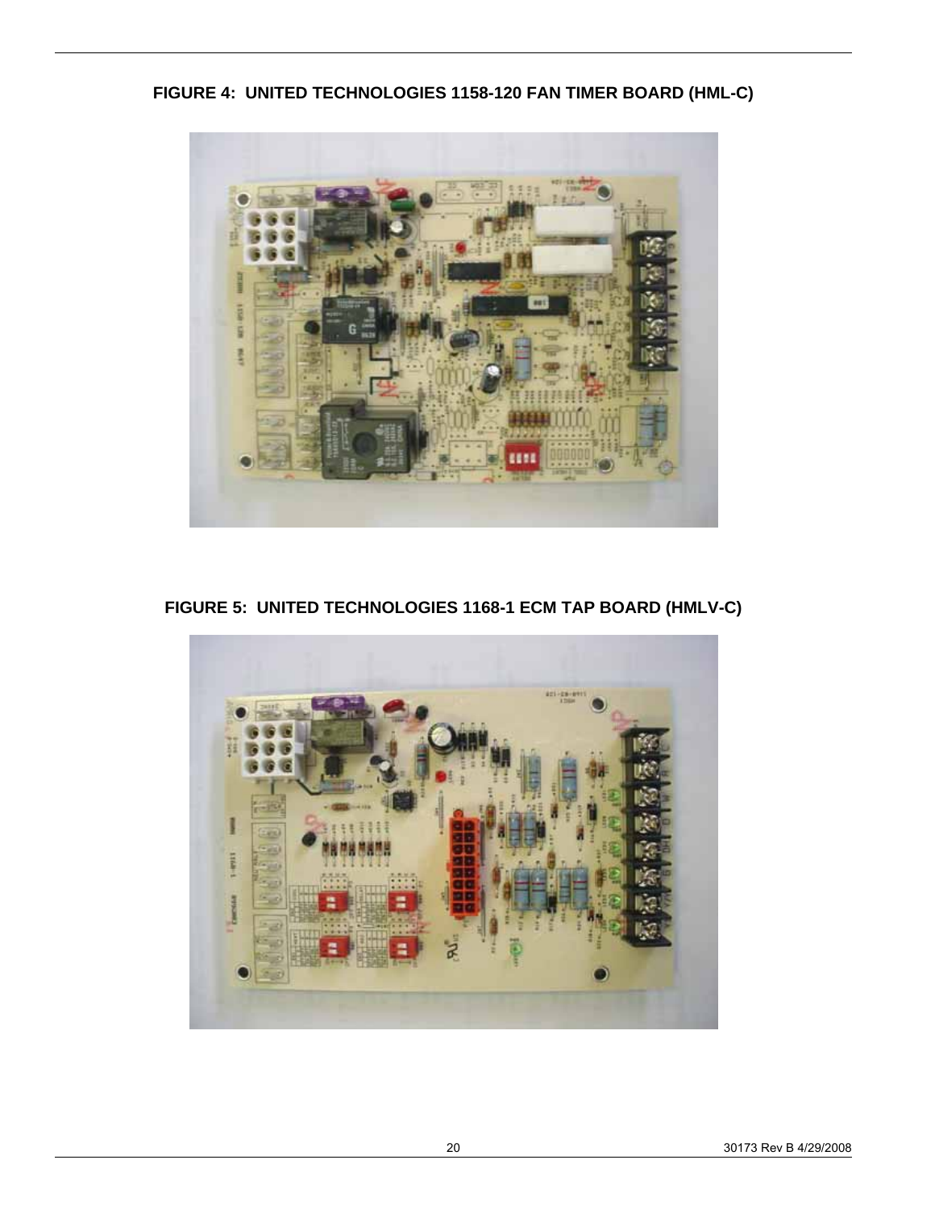**FIGURE 4: UNITED TECHNOLOGIES 1158-120 FAN TIMER BOARD (HML-C)**

**FIGURE 5: UNITED TECHNOLOGIES 1168-1 ECM TAP BOARD (HMLV-C)**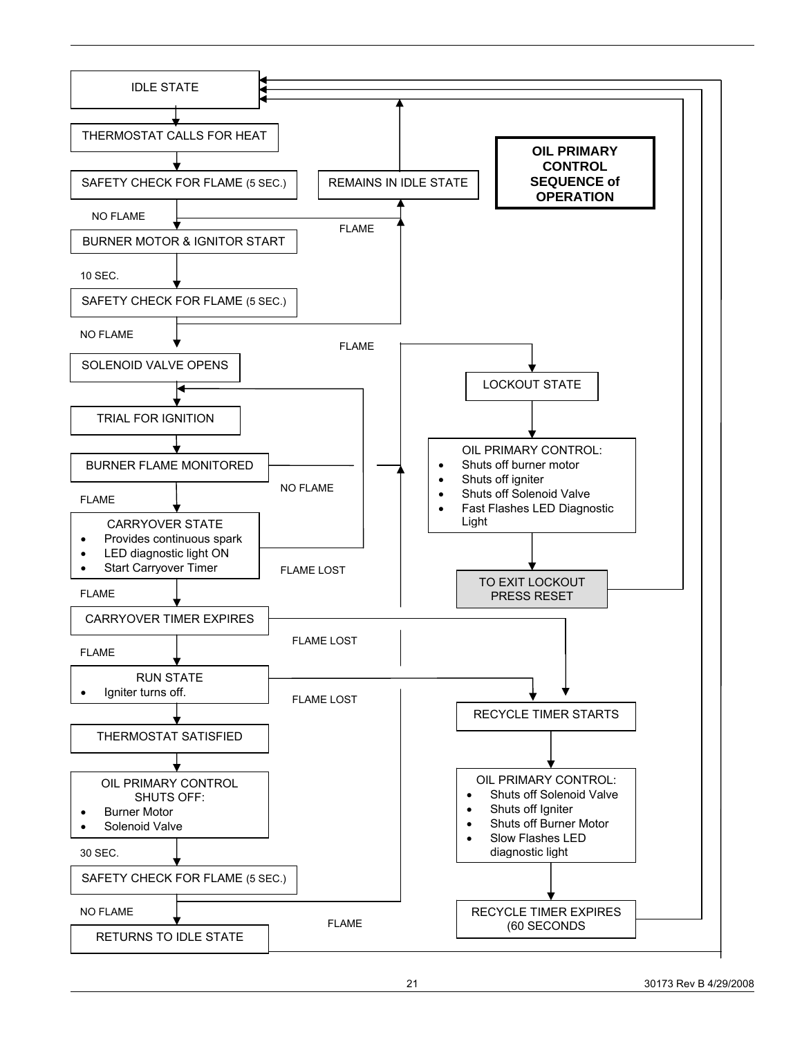**OIL PRIMARY CONTROL SEQUENCE of OPERATION**

IDLE STATE

THERMOSTAT CALLS FOR HEAT

SAFETY CHECK FOR FLAME (5 SEC.)

REMAINS IN IDLE STATE

NO FLAME

FLAME

BURNER MOTOR & IGNITOR START

10 SEC.

SAFETY CHECK FOR FLAME (5 SEC.)

NO FLAME

FLAME

SOLENOID VALVE OPENS

LOCKOUT STATE

TRIAL FOR IGNITION

OIL PRIMARY CONTROL:

- Shuts off burner motor
- Shuts off igniter
- Shuts off Solenoid Valve
- Fast Flashes LED Diagnostic Light

BURNER FLAME MONITORED

NO FLAME

FLAME

CARRYOVER STATE

- Provides continuous spark
- LED diagnostic light ON
- Start Carryover Timer

FLAME LOST

TO EXIT LOCKOUT PRESS RESET

FLAME

CARRYOVER TIMER EXPIRES

FLAME LOST

FLAME

RUN STATE

- Igniter turns off.

FLAME LOST

RECYCLE TIMER STARTS

THERMOSTAT SATISFIED

OIL PRIMARY CONTROL:

- Shuts off Solenoid Valve
- Shuts off Igniter
- Shuts off Burner Motor
- Slow Flashes LED diagnostic light

OIL PRIMARY CONTROL SHUTS OFF:

- Burner Motor
- Solenoid Valve

30 SEC.

SAFETY CHECK FOR FLAME (5 SEC.)

NO FLAME

RECYCLE TIMER EXPIRES (60 SECONDS

FLAME

RETURNS TO IDLE STATE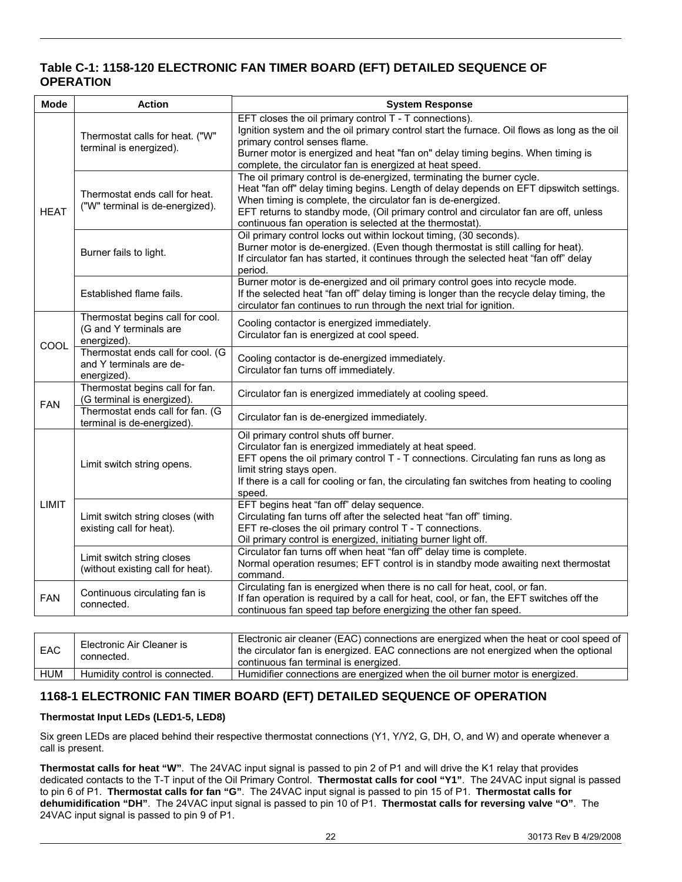## Table C-1: 1158-120 ELECTRONIC FAN TIMER BOARD (EFT) DETAILED SEQUENCE OF OPERATION

| Mode | Action | System Response |
|---|---|---|
| HEAT | Thermostat calls for heat. ("W" terminal is energized). | EFT closes the oil primary control T - T connections).<br>Ignition system and the oil primary control start the furnace. Oil flows as long as the oil primary control senses flame.<br>Burner motor is energized and heat "fan on" delay timing begins. When timing is complete, the circulator fan is energized at heat speed. |
| | Thermostat ends call for heat. ("W" terminal is de-energized). | The oil primary control is de-energized, terminating the burner cycle.<br>Heat "fan off" delay timing begins. Length of delay depends on EFT dipswitch settings. When timing is complete, the circulator fan is de-energized.<br>EFT returns to standby mode, (Oil primary control and circulator fan are off, unless continuous fan operation is selected at the thermostat). |
| | Burner fails to light. | Oil primary control locks out within lockout timing, (30 seconds).<br>Burner motor is de-energized. (Even though thermostat is still calling for heat).<br>If circulator fan has started, it continues through the selected heat "fan off" delay period. |
| | Established flame fails. | Burner motor is de-energized and oil primary control goes into recycle mode.<br>If the selected heat "fan off" delay timing is longer than the recycle delay timing, the circulator fan continues to run through the next trial for ignition. |
| COOL | Thermostat begins call for cool. (G and Y terminals are energized). | Cooling contactor is energized immediately.<br>Circulator fan is energized at cool speed. |
| | Thermostat ends call for cool. (G and Y terminals are de-energized). | Cooling contactor is de-energized immediately.<br>Circulator fan turns off immediately. |
| FAN | Thermostat begins call for fan. (G terminal is energized). | Circulator fan is energized immediately at cooling speed. |
| | Thermostat ends call for fan. (G terminal is de-energized). | Circulator fan is de-energized immediately. |
| LIMIT | Limit switch string opens. | Oil primary control shuts off burner.<br>Circulator fan is energized immediately at heat speed.<br>EFT opens the oil primary control T - T connections. Circulating fan runs as long as limit string stays open.<br>If there is a call for cooling or fan, the circulating fan switches from heating to cooling speed. |
| | Limit switch string closes (with existing call for heat). | EFT begins heat "fan off" delay sequence.<br>Circulating fan turns off after the selected heat "fan off" timing.<br>EFT re-closes the oil primary control T - T connections.<br>Oil primary control is energized, initiating burner light off. |
| | Limit switch string closes (without existing call for heat). | Circulator fan turns off when heat "fan off" delay time is complete.<br>Normal operation resumes; EFT control is in standby mode awaiting next thermostat command. |
| FAN | Continuous circulating fan is connected. | Circulating fan is energized when there is no call for heat, cool, or fan.<br>If fan operation is required by a call for heat, cool, or fan, the EFT switches off the continuous fan speed tap before energizing the other fan speed. |

| | | |
|---|---|---|
| EAC | Electronic Air Cleaner is connected. | Electronic air cleaner (EAC) connections are energized when the heat or cool speed of the circulator fan is energized. EAC connections are not energized when the optional continuous fan terminal is energized. |
| HUM | Humidity control is connected. | Humidifier connections are energized when the oil burner motor is energized. |

## 1168-1 ELECTRONIC FAN TIMER BOARD (EFT) DETAILED SEQUENCE OF OPERATION

### Thermostat Input LEDs (LED1-5, LED8)

Six green LEDs are placed behind their respective thermostat connections (Y1, Y/Y2, G, DH, O, and W) and operate whenever a call is present.

**Thermostat calls for heat "W"**. The 24VAC input signal is passed to pin 2 of P1 and will drive the K1 relay that provides dedicated contacts to the T-T input of the Oil Primary Control. **Thermostat calls for cool "Y1"**. The 24VAC input signal is passed to pin 6 of P1. **Thermostat calls for fan "G"**. The 24VAC input signal is passed to pin 15 of P1. **Thermostat calls for dehumidification "DH"**. The 24VAC input signal is passed to pin 10 of P1. **Thermostat calls for reversing valve "O"**. The 24VAC input signal is passed to pin 9 of P1.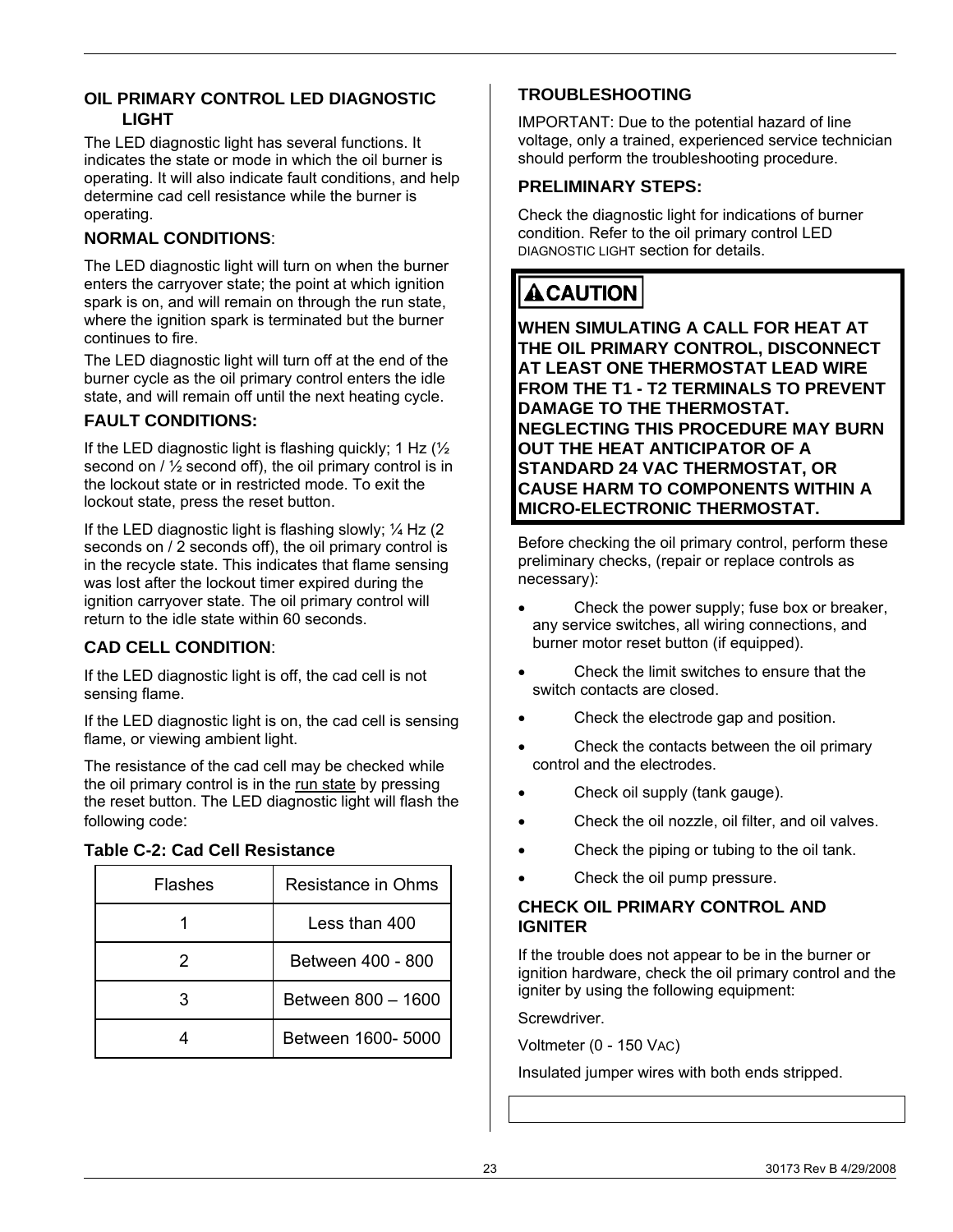## OIL PRIMARY CONTROL LED DIAGNOSTIC LIGHT

The LED diagnostic light has several functions. It indicates the state or mode in which the oil burner is operating. It will also indicate fault conditions, and help determine cad cell resistance while the burner is operating.

### NORMAL CONDITIONS:

The LED diagnostic light will turn on when the burner enters the carryover state; the point at which ignition spark is on, and will remain on through the run state, where the ignition spark is terminated but the burner continues to fire.

The LED diagnostic light will turn off at the end of the burner cycle as the oil primary control enters the idle state, and will remain off until the next heating cycle.

### FAULT CONDITIONS:

If the LED diagnostic light is flashing quickly; 1 Hz (½ second on / ½ second off), the oil primary control is in the lockout state or in restricted mode. To exit the lockout state, press the reset button.

If the LED diagnostic light is flashing slowly; ¼ Hz (2 seconds on / 2 seconds off), the oil primary control is in the recycle state. This indicates that flame sensing was lost after the lockout timer expired during the ignition carryover state. The oil primary control will return to the idle state within 60 seconds.

### CAD CELL CONDITION:

If the LED diagnostic light is off, the cad cell is not sensing flame.

If the LED diagnostic light is on, the cad cell is sensing flame, or viewing ambient light.

The resistance of the cad cell may be checked while the oil primary control is in the run state by pressing the reset button. The LED diagnostic light will flash the following code:

**Table C-2: Cad Cell Resistance**

| Flashes | Resistance in Ohms |
|---|---|
| 1 | Less than 400 |
| 2 | Between 400 - 800 |
| 3 | Between 800 – 1600 |
| 4 | Between 1600- 5000 |

## TROUBLESHOOTING

IMPORTANT: Due to the potential hazard of line voltage, only a trained, experienced service technician should perform the troubleshooting procedure.

### PRELIMINARY STEPS:

Check the diagnostic light for indications of burner condition. Refer to the oil primary control LED DIAGNOSTIC LIGHT section for details.

**⚠CAUTION**

**WHEN SIMULATING A CALL FOR HEAT AT THE OIL PRIMARY CONTROL, DISCONNECT AT LEAST ONE THERMOSTAT LEAD WIRE FROM THE T1 - T2 TERMINALS TO PREVENT DAMAGE TO THE THERMOSTAT. NEGLECTING THIS PROCEDURE MAY BURN OUT THE HEAT ANTICIPATOR OF A STANDARD 24 VAC THERMOSTAT, OR CAUSE HARM TO COMPONENTS WITHIN A MICRO-ELECTRONIC THERMOSTAT.**

Before checking the oil primary control, perform these preliminary checks, (repair or replace controls as necessary):

- Check the power supply; fuse box or breaker, any service switches, all wiring connections, and burner motor reset button (if equipped).
- Check the limit switches to ensure that the switch contacts are closed.
- Check the electrode gap and position.
- Check the contacts between the oil primary control and the electrodes.
- Check oil supply (tank gauge).
- Check the oil nozzle, oil filter, and oil valves.
- Check the piping or tubing to the oil tank.
- Check the oil pump pressure.

### CHECK OIL PRIMARY CONTROL AND IGNITER

If the trouble does not appear to be in the burner or ignition hardware, check the oil primary control and the igniter by using the following equipment:

Screwdriver.

Voltmeter (0 - 150 VAC)

Insulated jumper wires with both ends stripped.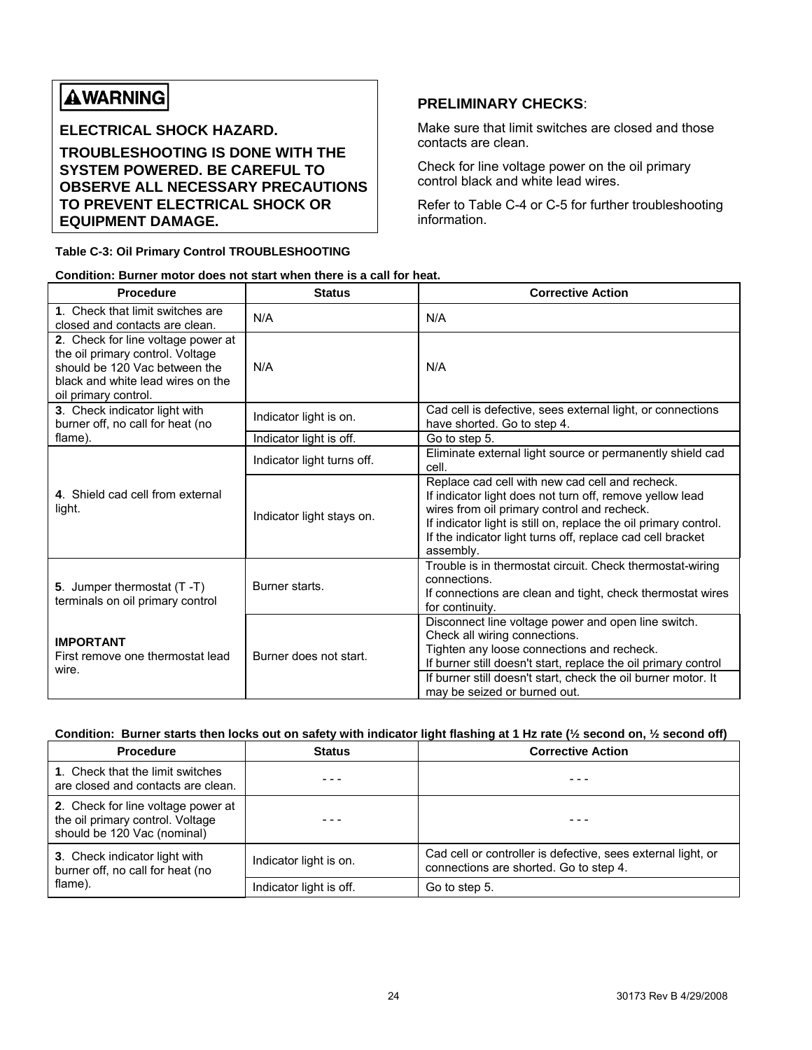**⚠WARNING**

**ELECTRICAL SHOCK HAZARD.**

**TROUBLESHOOTING IS DONE WITH THE SYSTEM POWERED. BE CAREFUL TO OBSERVE ALL NECESSARY PRECAUTIONS TO PREVENT ELECTRICAL SHOCK OR EQUIPMENT DAMAGE.**

## PRELIMINARY CHECKS:

Make sure that limit switches are closed and those contacts are clean.

Check for line voltage power on the oil primary control black and white lead wires.

Refer to Table C-4 or C-5 for further troubleshooting information.

**Table C-3: Oil Primary Control TROUBLESHOOTING**

**Condition: Burner motor does not start when there is a call for heat.**

| Procedure | Status | Corrective Action |
|---|---|---|
| **1**. Check that limit switches are closed and contacts are clean. | N/A | N/A |
| **2**. Check for line voltage power at the oil primary control. Voltage should be 120 Vac between the black and white lead wires on the oil primary control. | N/A | N/A |
| **3**. Check indicator light with burner off, no call for heat (no flame). | Indicator light is on. | Cad cell is defective, sees external light, or connections have shorted. Go to step 4. |
| | Indicator light is off. | Go to step 5. |
| **4**. Shield cad cell from external light. | Indicator light turns off. | Eliminate external light source or permanently shield cad cell. |
| | Indicator light stays on. | Replace cad cell with new cad cell and recheck.<br>If indicator light does not turn off, remove yellow lead wires from oil primary control and recheck.<br>If indicator light is still on, replace the oil primary control.<br>If the indicator light turns off, replace cad cell bracket assembly. |
| **5**. Jumper thermostat (T -T) terminals on oil primary control<br><br>**IMPORTANT**<br>First remove one thermostat lead wire. | Burner starts. | Trouble is in thermostat circuit. Check thermostat-wiring connections.<br>If connections are clean and tight, check thermostat wires for continuity. |
| | Burner does not start. | Disconnect line voltage power and open line switch.<br>Check all wiring connections.<br>Tighten any loose connections and recheck.<br>If burner still doesn't start, replace the oil primary control |
| | | If burner still doesn't start, check the oil burner motor. It may be seized or burned out. |

**Condition: Burner starts then locks out on safety with indicator light flashing at 1 Hz rate (½ second on, ½ second off)**

| Procedure | Status | Corrective Action |
|---|---|---|
| **1**. Check that the limit switches are closed and contacts are clean. | - - - | - - - |
| **2**. Check for line voltage power at the oil primary control. Voltage should be 120 Vac (nominal) | - - - | - - - |
| **3**. Check indicator light with burner off, no call for heat (no flame). | Indicator light is on. | Cad cell or controller is defective, sees external light, or connections are shorted. Go to step 4. |
| | Indicator light is off. | Go to step 5. |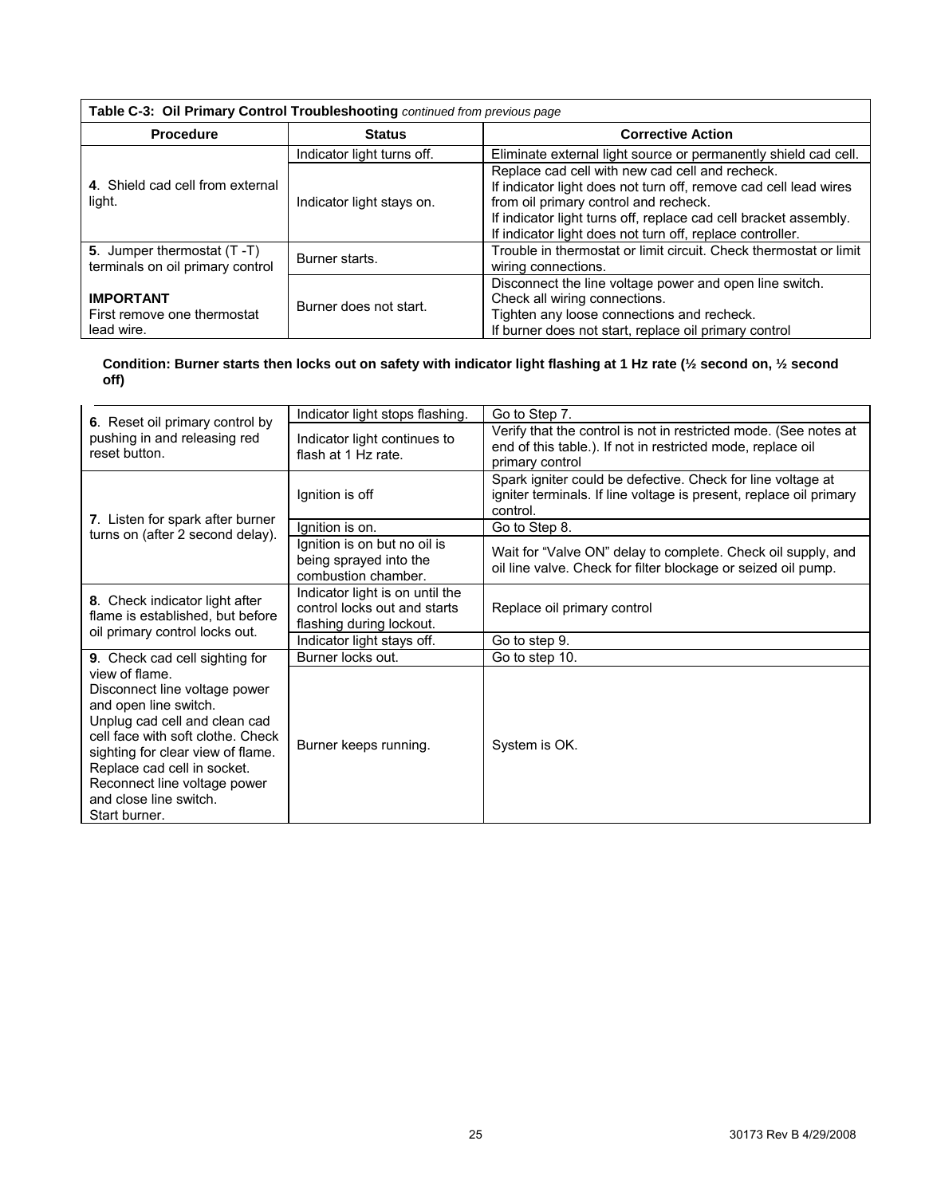**Table C-3: Oil Primary Control Troubleshooting** *continued from previous page*

| Procedure | Status | Corrective Action |
|---|---|---|
| **4**. Shield cad cell from external light. | Indicator light turns off. | Eliminate external light source or permanently shield cad cell. |
| | Indicator light stays on. | Replace cad cell with new cad cell and recheck.<br>If indicator light does not turn off, remove cad cell lead wires from oil primary control and recheck.<br>If indicator light turns off, replace cad cell bracket assembly.<br>If indicator light does not turn off, replace controller. |
| **5**. Jumper thermostat (T -T) terminals on oil primary control | Burner starts. | Trouble in thermostat or limit circuit. Check thermostat or limit wiring connections. |
| **IMPORTANT**<br>First remove one thermostat lead wire. | Burner does not start. | Disconnect the line voltage power and open line switch.<br>Check all wiring connections.<br>Tighten any loose connections and recheck.<br>If burner does not start, replace oil primary control |

**Condition: Burner starts then locks out on safety with indicator light flashing at 1 Hz rate (½ second on, ½ second off)**

| Procedure | Status | Corrective Action |
|---|---|---|
| **6**. Reset oil primary control by pushing in and releasing red reset button. | Indicator light stops flashing. | Go to Step 7. |
| | Indicator light continues to flash at 1 Hz rate. | Verify that the control is not in restricted mode. (See notes at end of this table.). If not in restricted mode, replace oil primary control |
| **7**. Listen for spark after burner turns on (after 2 second delay). | Ignition is off | Spark igniter could be defective. Check for line voltage at igniter terminals. If line voltage is present, replace oil primary control. |
| | Ignition is on. | Go to Step 8. |
| | Ignition is on but no oil is being sprayed into the combustion chamber. | Wait for "Valve ON" delay to complete. Check oil supply, and oil line valve. Check for filter blockage or seized oil pump. |
| **8**. Check indicator light after flame is established, but before oil primary control locks out. | Indicator light is on until the control locks out and starts flashing during lockout. | Replace oil primary control |
| | Indicator light stays off. | Go to step 9. |
| **9**. Check cad cell sighting for view of flame.<br>Disconnect line voltage power and open line switch.<br>Unplug cad cell and clean cad cell face with soft clothe. Check sighting for clear view of flame.<br>Replace cad cell in socket.<br>Reconnect line voltage power and close line switch.<br>Start burner. | Burner locks out. | Go to step 10. |
| | Burner keeps running. | System is OK. |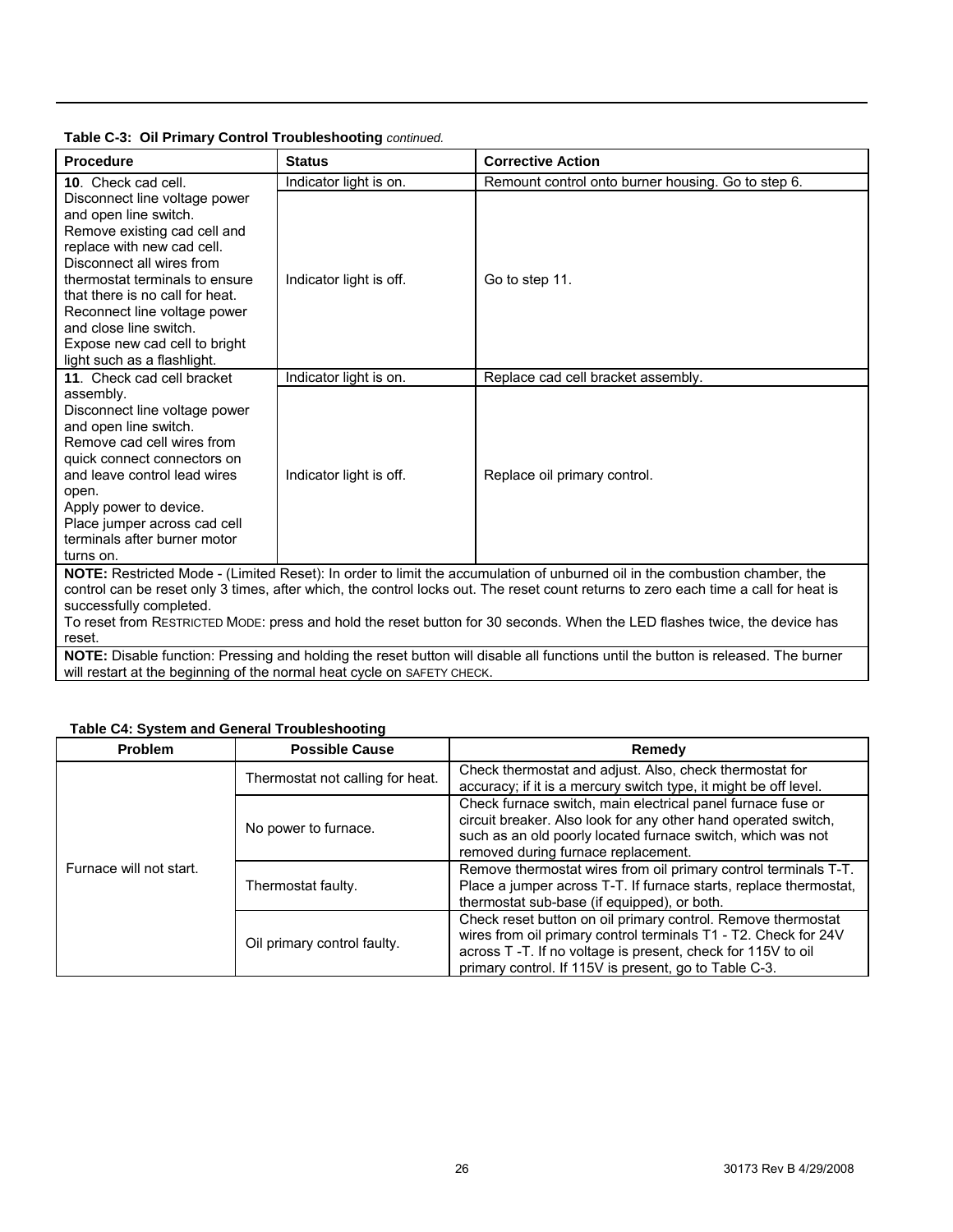**Table C-3: Oil Primary Control Troubleshooting** *continued.*

| Procedure | Status | Corrective Action |
|---|---|---|
| **10**. Check cad cell.<br>Disconnect line voltage power and open line switch.<br>Remove existing cad cell and replace with new cad cell.<br>Disconnect all wires from thermostat terminals to ensure that there is no call for heat.<br>Reconnect line voltage power and close line switch.<br>Expose new cad cell to bright light such as a flashlight. | Indicator light is on. | Remount control onto burner housing. Go to step 6. |
| | Indicator light is off. | Go to step 11. |
| **11**. Check cad cell bracket assembly.<br>Disconnect line voltage power and open line switch.<br>Remove cad cell wires from quick connect connectors on and leave control lead wires open.<br>Apply power to device.<br>Place jumper across cad cell terminals after burner motor turns on. | Indicator light is on. | Replace cad cell bracket assembly. |
| | Indicator light is off. | Replace oil primary control. |
| **NOTE:** Restricted Mode - (Limited Reset): In order to limit the accumulation of unburned oil in the combustion chamber, the control can be reset only 3 times, after which, the control locks out. The reset count returns to zero each time a call for heat is successfully completed.<br>To reset from RESTRICTED MODE: press and hold the reset button for 30 seconds. When the LED flashes twice, the device has reset. | | |
| **NOTE:** Disable function: Pressing and holding the reset button will disable all functions until the button is released. The burner will restart at the beginning of the normal heat cycle on SAFETY CHECK. | | |

**Table C4: System and General Troubleshooting**

| Problem | Possible Cause | Remedy |
|---|---|---|
| Furnace will not start. | Thermostat not calling for heat. | Check thermostat and adjust. Also, check thermostat for accuracy; if it is a mercury switch type, it might be off level. |
| | No power to furnace. | Check furnace switch, main electrical panel furnace fuse or circuit breaker. Also look for any other hand operated switch, such as an old poorly located furnace switch, which was not removed during furnace replacement. |
| | Thermostat faulty. | Remove thermostat wires from oil primary control terminals T-T. Place a jumper across T-T. If furnace starts, replace thermostat, thermostat sub-base (if equipped), or both. |
| | Oil primary control faulty. | Check reset button on oil primary control. Remove thermostat wires from oil primary control terminals T1 - T2. Check for 24V across T -T. If no voltage is present, check for 115V to oil primary control. If 115V is present, go to Table C-3. |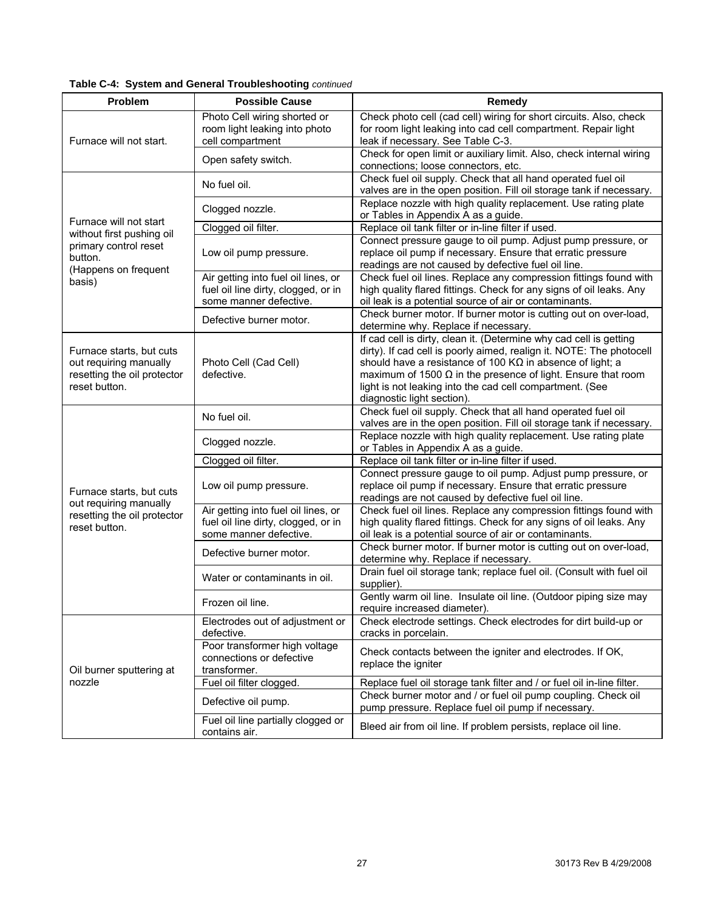**Table C-4: System and General Troubleshooting** *continued*

| Problem | Possible Cause | Remedy |
|---|---|---|
| Furnace will not start. | Photo Cell wiring shorted or room light leaking into photo cell compartment | Check photo cell (cad cell) wiring for short circuits. Also, check for room light leaking into cad cell compartment. Repair light leak if necessary. See Table C-3. |
| | Open safety switch. | Check for open limit or auxiliary limit. Also, check internal wiring connections; loose connectors, etc. |
| Furnace will not start without first pushing oil primary control reset button. (Happens on frequent basis) | No fuel oil. | Check fuel oil supply. Check that all hand operated fuel oil valves are in the open position. Fill oil storage tank if necessary. |
| | Clogged nozzle. | Replace nozzle with high quality replacement. Use rating plate or Tables in Appendix A as a guide. |
| | Clogged oil filter. | Replace oil tank filter or in-line filter if used. |
| | Low oil pump pressure. | Connect pressure gauge to oil pump. Adjust pump pressure, or replace oil pump if necessary. Ensure that erratic pressure readings are not caused by defective fuel oil line. |
| | Air getting into fuel oil lines, or fuel oil line dirty, clogged, or in some manner defective. | Check fuel oil lines. Replace any compression fittings found with high quality flared fittings. Check for any signs of oil leaks. Any oil leak is a potential source of air or contaminants. |
| | Defective burner motor. | Check burner motor. If burner motor is cutting out on over-load, determine why. Replace if necessary. |
| Furnace starts, but cuts out requiring manually resetting the oil protector reset button. | Photo Cell (Cad Cell) defective. | If cad cell is dirty, clean it. (Determine why cad cell is getting dirty). If cad cell is poorly aimed, realign it. NOTE: The photocell should have a resistance of 100 KΩ in absence of light; a maximum of 1500 Ω in the presence of light. Ensure that room light is not leaking into the cad cell compartment. (See diagnostic light section). |
| Furnace starts, but cuts out requiring manually resetting the oil protector reset button. | No fuel oil. | Check fuel oil supply. Check that all hand operated fuel oil valves are in the open position. Fill oil storage tank if necessary. |
| | Clogged nozzle. | Replace nozzle with high quality replacement. Use rating plate or Tables in Appendix A as a guide. |
| | Clogged oil filter. | Replace oil tank filter or in-line filter if used. |
| | Low oil pump pressure. | Connect pressure gauge to oil pump. Adjust pump pressure, or replace oil pump if necessary. Ensure that erratic pressure readings are not caused by defective fuel oil line. |
| | Air getting into fuel oil lines, or fuel oil line dirty, clogged, or in some manner defective. | Check fuel oil lines. Replace any compression fittings found with high quality flared fittings. Check for any signs of oil leaks. Any oil leak is a potential source of air or contaminants. |
| | Defective burner motor. | Check burner motor. If burner motor is cutting out on over-load, determine why. Replace if necessary. |
| | Water or contaminants in oil. | Drain fuel oil storage tank; replace fuel oil. (Consult with fuel oil supplier). |
| | Frozen oil line. | Gently warm oil line. Insulate oil line. (Outdoor piping size may require increased diameter). |
| Oil burner sputtering at nozzle | Electrodes out of adjustment or defective. | Check electrode settings. Check electrodes for dirt build-up or cracks in porcelain. |
| | Poor transformer high voltage connections or defective transformer. | Check contacts between the igniter and electrodes. If OK, replace the igniter |
| | Fuel oil filter clogged. | Replace fuel oil storage tank filter and / or fuel oil in-line filter. |
| | Defective oil pump. | Check burner motor and / or fuel oil pump coupling. Check oil pump pressure. Replace fuel oil pump if necessary. |
| | Fuel oil line partially clogged or contains air. | Bleed air from oil line. If problem persists, replace oil line. |

30173 Rev B 4/29/2008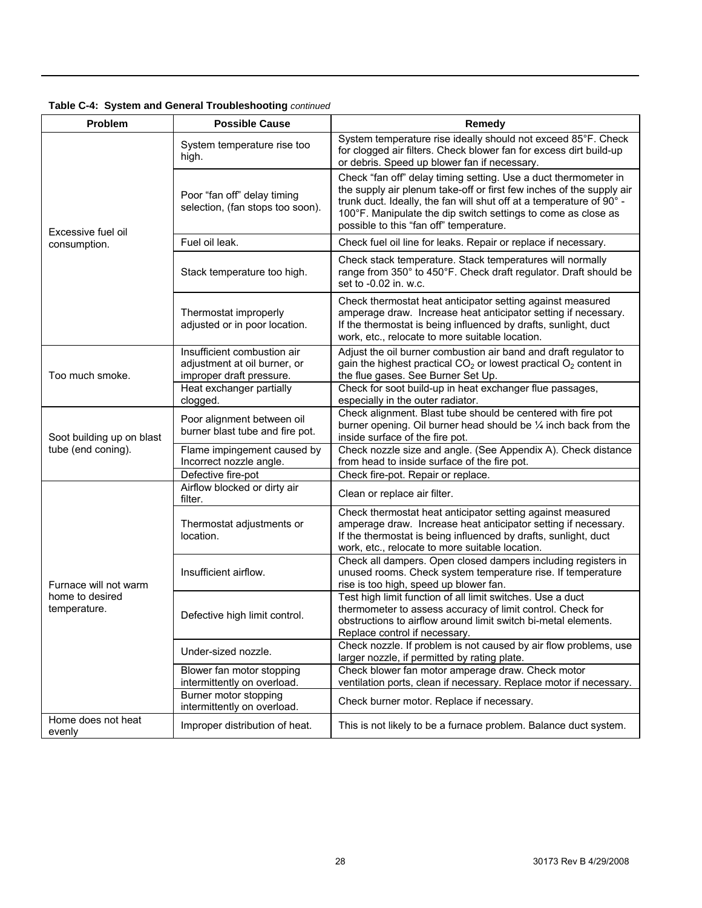**Table C-4: System and General Troubleshooting** *continued*

| Problem | Possible Cause | Remedy |
|---|---|---|
| Excessive fuel oil consumption. | System temperature rise too high. | System temperature rise ideally should not exceed 85°F. Check for clogged air filters. Check blower fan for excess dirt build-up or debris. Speed up blower fan if necessary. |
| | Poor "fan off" delay timing selection, (fan stops too soon). | Check "fan off" delay timing setting. Use a duct thermometer in the supply air plenum take-off or first few inches of the supply air trunk duct. Ideally, the fan will shut off at a temperature of 90° - 100°F. Manipulate the dip switch settings to come as close as possible to this "fan off" temperature. |
| | Fuel oil leak. | Check fuel oil line for leaks. Repair or replace if necessary. |
| | Stack temperature too high. | Check stack temperature. Stack temperatures will normally range from 350° to 450°F. Check draft regulator. Draft should be set to -0.02 in. w.c. |
| | Thermostat improperly adjusted or in poor location. | Check thermostat heat anticipator setting against measured amperage draw. Increase heat anticipator setting if necessary. If the thermostat is being influenced by drafts, sunlight, duct work, etc., relocate to more suitable location. |
| Too much smoke. | Insufficient combustion air adjustment at oil burner, or improper draft pressure. | Adjust the oil burner combustion air band and draft regulator to gain the highest practical $CO_2$ or lowest practical $O_2$ content in the flue gases. See Burner Set Up. |
| | Heat exchanger partially clogged. | Check for soot build-up in heat exchanger flue passages, especially in the outer radiator. |
| Soot building up on blast tube (end coning). | Poor alignment between oil burner blast tube and fire pot. | Check alignment. Blast tube should be centered with fire pot burner opening. Oil burner head should be ¼ inch back from the inside surface of the fire pot. |
| | Flame impingement caused by Incorrect nozzle angle. | Check nozzle size and angle. (See Appendix A). Check distance from head to inside surface of the fire pot. |
| | Defective fire-pot | Check fire-pot. Repair or replace. |
| Furnace will not warm home to desired temperature. | Airflow blocked or dirty air filter. | Clean or replace air filter. |
| | Thermostat adjustments or location. | Check thermostat heat anticipator setting against measured amperage draw. Increase heat anticipator setting if necessary. If the thermostat is being influenced by drafts, sunlight, duct work, etc., relocate to more suitable location. |
| | Insufficient airflow. | Check all dampers. Open closed dampers including registers in unused rooms. Check system temperature rise. If temperature rise is too high, speed up blower fan. |
| | Defective high limit control. | Test high limit function of all limit switches. Use a duct thermometer to assess accuracy of limit control. Check for obstructions to airflow around limit switch bi-metal elements. Replace control if necessary. |
| | Under-sized nozzle. | Check nozzle. If problem is not caused by air flow problems, use larger nozzle, if permitted by rating plate. |
| | Blower fan motor stopping intermittently on overload. | Check blower fan motor amperage draw. Check motor ventilation ports, clean if necessary. Replace motor if necessary. |
| | Burner motor stopping intermittently on overload. | Check burner motor. Replace if necessary. |
| Home does not heat evenly | Improper distribution of heat. | This is not likely to be a furnace problem. Balance duct system. |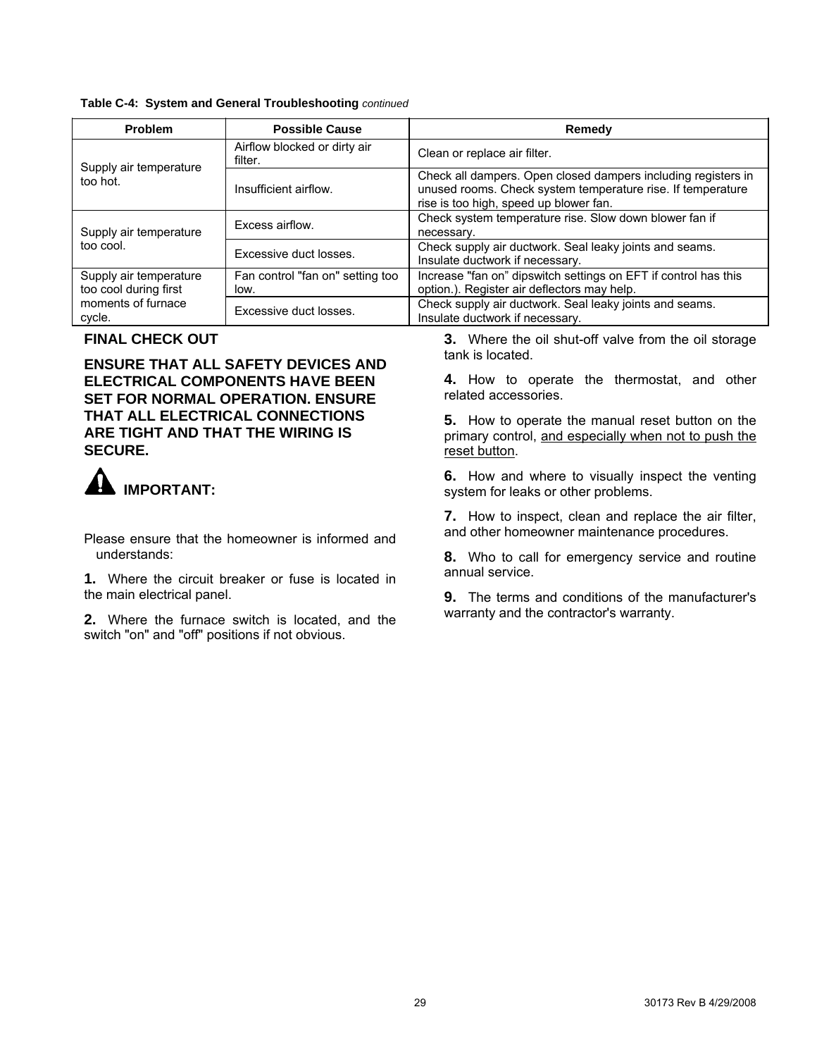**Table C-4: System and General Troubleshooting** *continued*

| Problem | Possible Cause | Remedy |
|---|---|---|
| Supply air temperature too hot. | Airflow blocked or dirty air filter. | Clean or replace air filter. |
| | Insufficient airflow. | Check all dampers. Open closed dampers including registers in unused rooms. Check system temperature rise. If temperature rise is too high, speed up blower fan. |
| Supply air temperature too cool. | Excess airflow. | Check system temperature rise. Slow down blower fan if necessary. |
| | Excessive duct losses. | Check supply air ductwork. Seal leaky joints and seams. Insulate ductwork if necessary. |
| Supply air temperature too cool during first moments of furnace cycle. | Fan control "fan on" setting too low. | Increase "fan on" dipswitch settings on EFT if control has this option.). Register air deflectors may help. |
| | Excessive duct losses. | Check supply air ductwork. Seal leaky joints and seams. Insulate ductwork if necessary. |

## FINAL CHECK OUT

**ENSURE THAT ALL SAFETY DEVICES AND ELECTRICAL COMPONENTS HAVE BEEN SET FOR NORMAL OPERATION. ENSURE THAT ALL ELECTRICAL CONNECTIONS ARE TIGHT AND THAT THE WIRING IS SECURE.**

**IMPORTANT:**

Please ensure that the homeowner is informed and understands:

**1.** Where the circuit breaker or fuse is located in the main electrical panel.

**2.** Where the furnace switch is located, and the switch "on" and "off" positions if not obvious.

**3.** Where the oil shut-off valve from the oil storage tank is located.

**4.** How to operate the thermostat, and other related accessories.

**5.** How to operate the manual reset button on the primary control, <u>and especially when not to push the reset button</u>.

**6.** How and where to visually inspect the venting system for leaks or other problems.

**7.** How to inspect, clean and replace the air filter, and other homeowner maintenance procedures.

**8.** Who to call for emergency service and routine annual service.

**9.** The terms and conditions of the manufacturer's warranty and the contractor's warranty.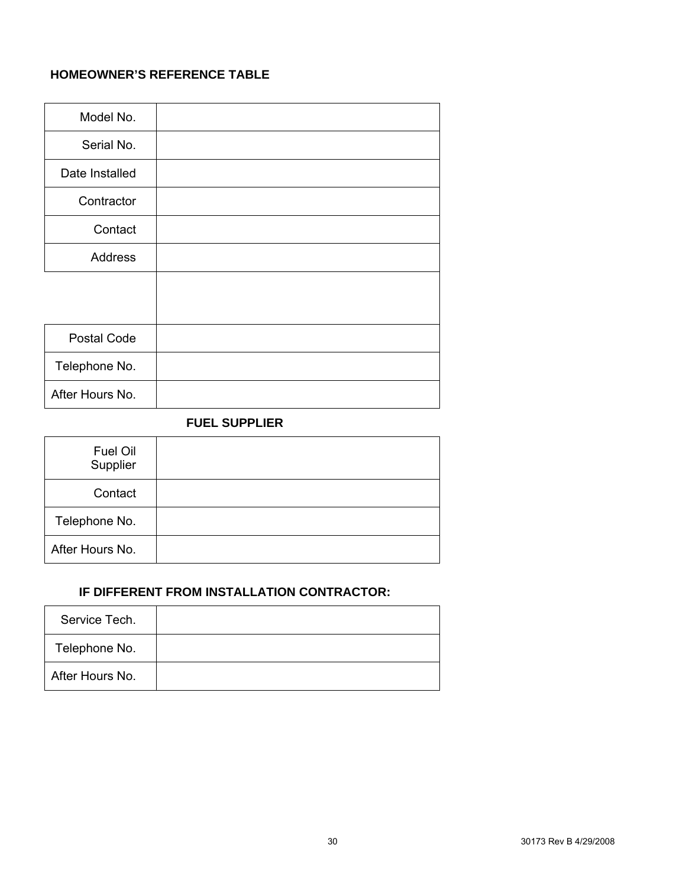### HOMEOWNER'S REFERENCE TABLE

| | |
|---|---|
| Model No. | |
| Serial No. | |
| Date Installed | |
| Contractor | |
| Contact | |
| Address | |
| | |
| Postal Code | |
| Telephone No. | |
| After Hours No. | |

### FUEL SUPPLIER

| | |
|---|---|
| Fuel Oil Supplier | |
| Contact | |
| Telephone No. | |
| After Hours No. | |

### IF DIFFERENT FROM INSTALLATION CONTRACTOR:

| | |
|---|---|
| Service Tech. | |
| Telephone No. | |
| After Hours No. | |

30173 Rev B 4/29/2008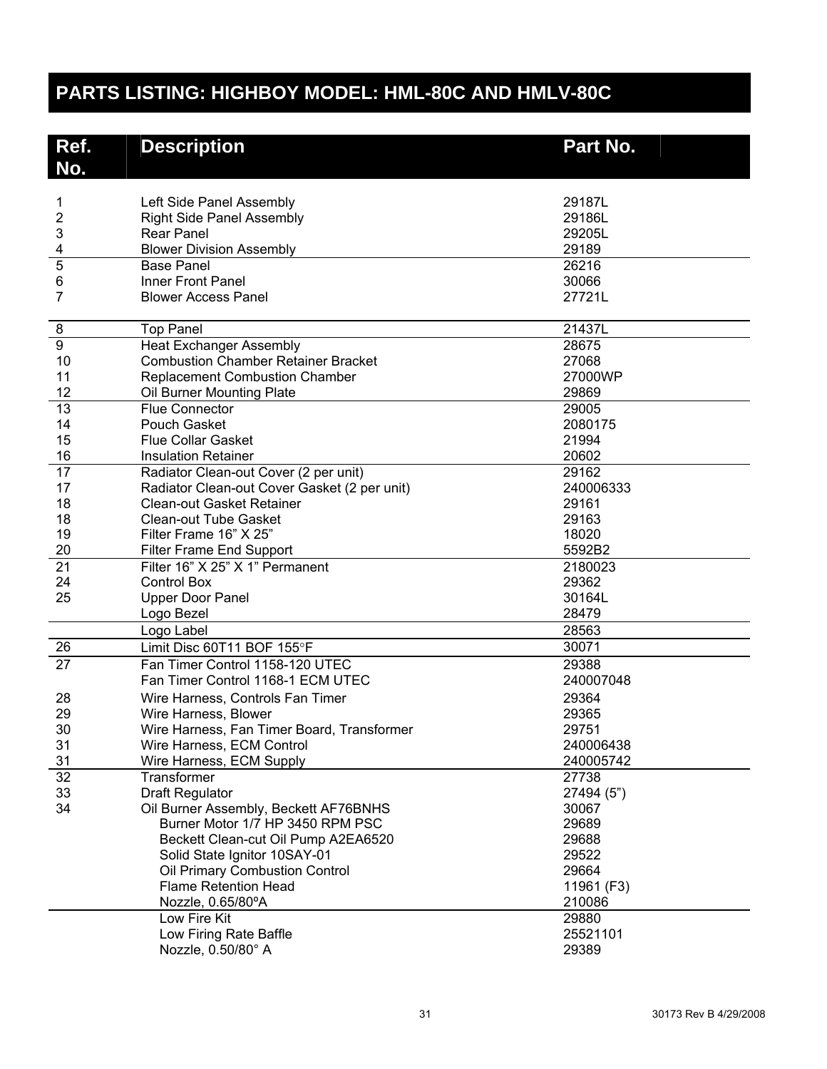## PARTS LISTING: HIGHBOY MODEL: HML-80C AND HMLV-80C

| Ref. No. | Description | Part No. |
|---|---|---|
| 1 | Left Side Panel Assembly | 29187L |
| 2 | Right Side Panel Assembly | 29186L |
| 3 | Rear Panel | 29205L |
| 4 | Blower Division Assembly | 29189 |
| 5 | Base Panel | 26216 |
| 6 | Inner Front Panel | 30066 |
| 7 | Blower Access Panel | 27721L |
| 8 | Top Panel | 21437L |
| 9 | Heat Exchanger Assembly | 28675 |
| 10 | Combustion Chamber Retainer Bracket | 27068 |
| 11 | Replacement Combustion Chamber | 27000WP |
| 12 | Oil Burner Mounting Plate | 29869 |
| 13 | Flue Connector | 29005 |
| 14 | Pouch Gasket | 2080175 |
| 15 | Flue Collar Gasket | 21994 |
| 16 | Insulation Retainer | 20602 |
| 17 | Radiator Clean-out Cover (2 per unit) | 29162 |
| 17 | Radiator Clean-out Cover Gasket (2 per unit) | 240006333 |
| 18 | Clean-out Gasket Retainer | 29161 |
| 18 | Clean-out Tube Gasket | 29163 |
| 19 | Filter Frame 16" X 25" | 18020 |
| 20 | Filter Frame End Support | 5592B2 |
| 21 | Filter 16" X 25" X 1" Permanent | 2180023 |
| 24 | Control Box | 29362 |
| 25 | Upper Door Panel | 30164L |
| | Logo Bezel | 28479 |
| | Logo Label | 28563 |
| 26 | Limit Disc 60T11 BOF 155°F | 30071 |
| 27 | Fan Timer Control 1158-120 UTEC | 29388 |
| | Fan Timer Control 1168-1 ECM UTEC | 240007048 |
| 28 | Wire Harness, Controls Fan Timer | 29364 |
| 29 | Wire Harness, Blower | 29365 |
| 30 | Wire Harness, Fan Timer Board, Transformer | 29751 |
| 31 | Wire Harness, ECM Control | 240006438 |
| 31 | Wire Harness, ECM Supply | 240005742 |
| 32 | Transformer | 27738 |
| 33 | Draft Regulator | 27494 (5") |
| 34 | Oil Burner Assembly, Beckett AF76BNHS | 30067 |
| | Burner Motor 1/7 HP 3450 RPM PSC | 29689 |
| | Beckett Clean-cut Oil Pump A2EA6520 | 29688 |
| | Solid State Ignitor 10SAY-01 | 29522 |
| | Oil Primary Combustion Control | 29664 |
| | Flame Retention Head | 11961 (F3) |
| | Nozzle, 0.65/80ºA | 210086 |
| | Low Fire Kit | 29880 |
| | Low Firing Rate Baffle | 25521101 |
| | Nozzle, 0.50/80° A | 29389 |

30173 Rev B 4/29/2008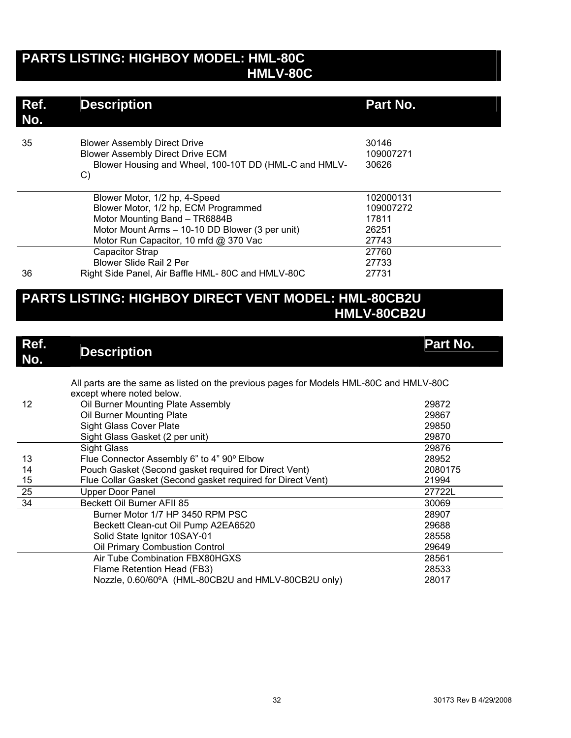## PARTS LISTING: HIGHBOY MODEL: HML-80C HMLV-80C

| Ref. No. | Description | Part No. |
|---|---|---|
| 35 | Blower Assembly Direct Drive | 30146 |
| | Blower Assembly Direct Drive ECM | 109007271 |
| | Blower Housing and Wheel, 100-10T DD (HML-C and HMLV-C) | 30626 |
| | Blower Motor, 1/2 hp, 4-Speed | 102000131 |
| | Blower Motor, 1/2 hp, ECM Programmed | 109007272 |
| | Motor Mounting Band – TR6884B | 17811 |
| | Motor Mount Arms – 10-10 DD Blower (3 per unit) | 26251 |
| | Motor Run Capacitor, 10 mfd @ 370 Vac | 27743 |
| | Capacitor Strap | 27760 |
| | Blower Slide Rail 2 Per | 27733 |
| 36 | Right Side Panel, Air Baffle HML- 80C and HMLV-80C | 27731 |

## PARTS LISTING: HIGHBOY DIRECT VENT MODEL: HML-80CB2U HMLV-80CB2U

All parts are the same as listed on the previous pages for Models HML-80C and HMLV-80C except where noted below.

| Ref. No. | Description | Part No. |
|---|---|---|
| 12 | Oil Burner Mounting Plate Assembly | 29872 |
| | Oil Burner Mounting Plate | 29867 |
| | Sight Glass Cover Plate | 29850 |
| | Sight Glass Gasket (2 per unit) | 29870 |
| | Sight Glass | 29876 |
| 13 | Flue Connector Assembly 6” to 4” 90º Elbow | 28952 |
| 14 | Pouch Gasket (Second gasket required for Direct Vent) | 2080175 |
| 15 | Flue Collar Gasket (Second gasket required for Direct Vent) | 21994 |
| 25 | Upper Door Panel | 27722L |
| 34 | Beckett Oil Burner AFII 85 | 30069 |
| | Burner Motor 1/7 HP 3450 RPM PSC | 28907 |
| | Beckett Clean-cut Oil Pump A2EA6520 | 29688 |
| | Solid State Ignitor 10SAY-01 | 28558 |
| | Oil Primary Combustion Control | 29649 |
| | Air Tube Combination FBX80HGXS | 28561 |
| | Flame Retention Head (FB3) | 28533 |
| | Nozzle, 0.60/60ºA (HML-80CB2U and HMLV-80CB2U only) | 28017 |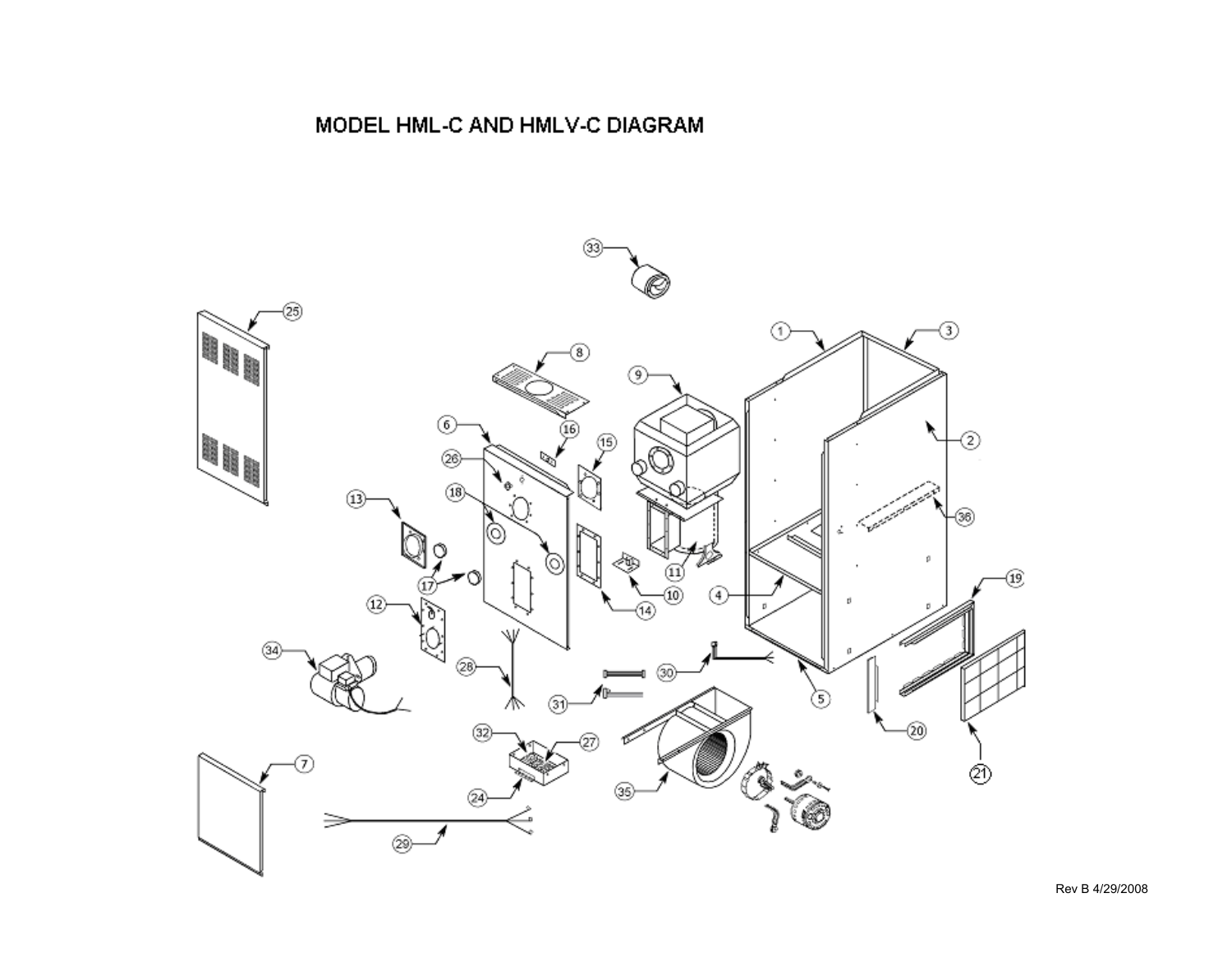# MODEL HML-C AND HMLV-C DIAGRAM

33

25

1

3

8

9

6

16

15

2

26

18

36

13

19

11

17

10

4

12

14

34

28

30

31

5

20

21

32

27

7

24

35

29

Rev B 4/29/2008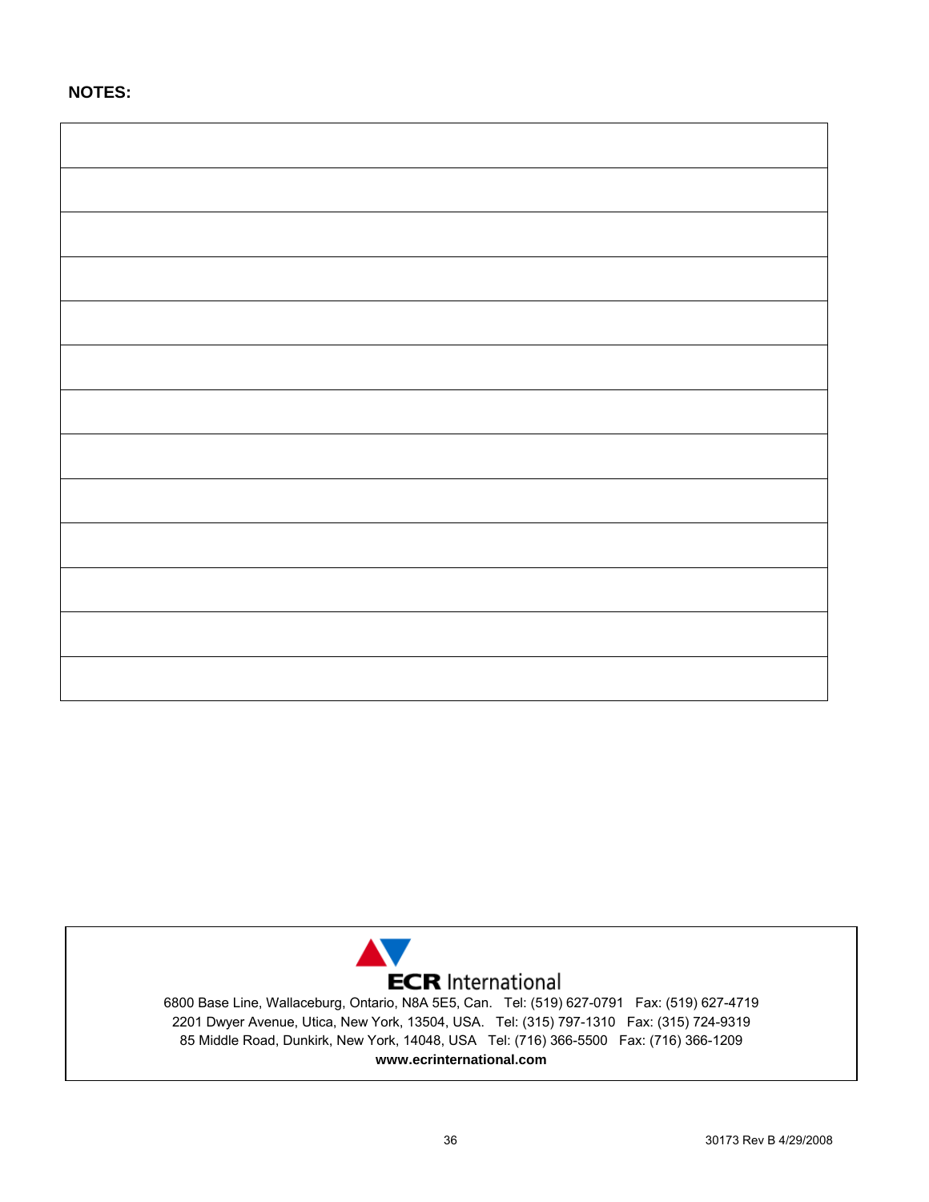**NOTES:**

| |
|---|
| |
| |
| |
| |
| |
| |
| |
| |
| |
| |
| |
| |

ECR International

6800 Base Line, Wallaceburg, Ontario, N8A 5E5, Can. Tel: (519) 627-0791 Fax: (519) 627-4719
2201 Dwyer Avenue, Utica, New York, 13504, USA. Tel: (315) 797-1310 Fax: (315) 724-9319
85 Middle Road, Dunkirk, New York, 14048, USA Tel: (716) 366-5500 Fax: (716) 366-1209
**www.ecrinternational.com**

30173 Rev B 4/29/2008